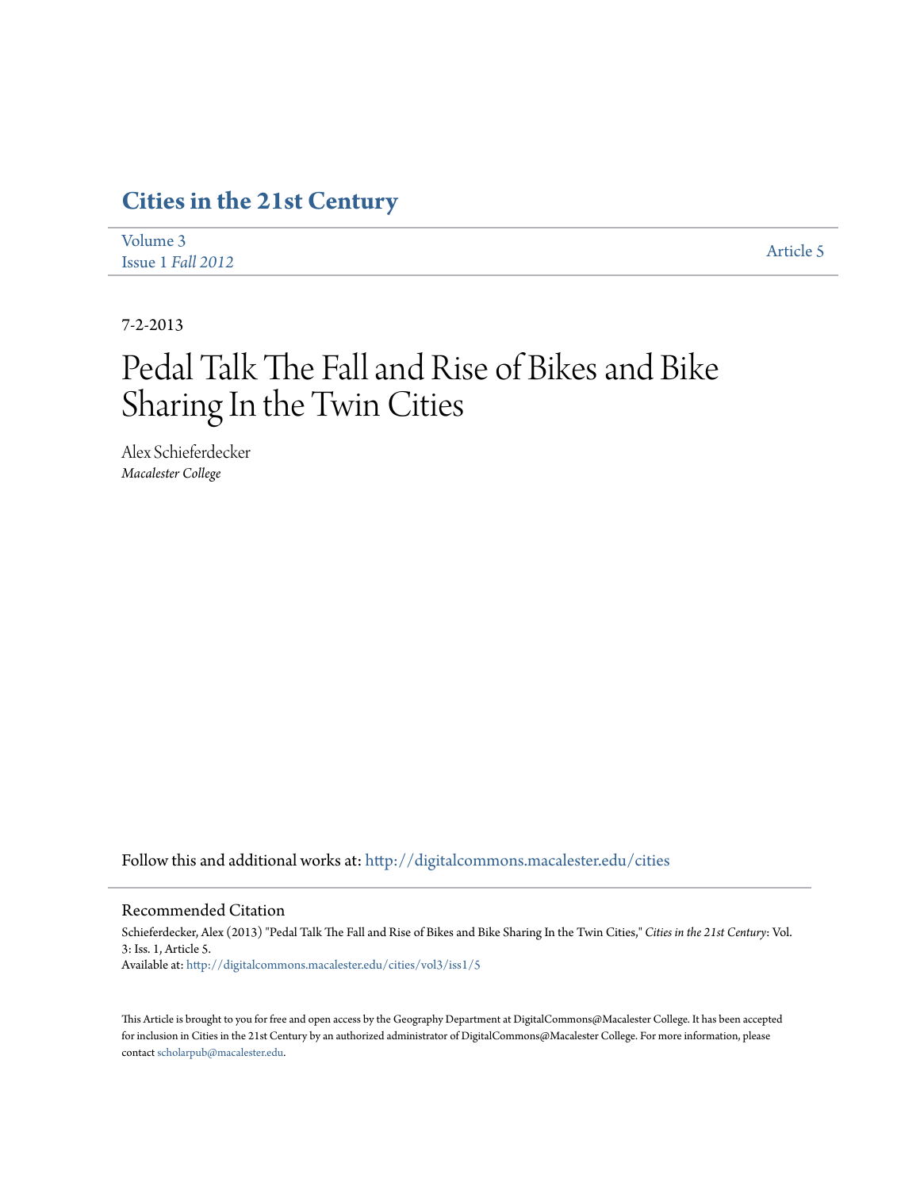# Cities in the 21st Century

Volume 3
Issue 1 *Fall 2012*

Article 5

7-2-2013

# Pedal Talk The Fall and Rise of Bikes and Bike Sharing In the Twin Cities

Alex Schieferdecker
*Macalester College*

Follow this and additional works at: http://digitalcommons.macalester.edu/cities

## Recommended Citation

Schieferdecker, Alex (2013) "Pedal Talk The Fall and Rise of Bikes and Bike Sharing In the Twin Cities," *Cities in the 21st Century*: Vol. 3: Iss. 1, Article 5.
Available at: http://digitalcommons.macalester.edu/cities/vol3/iss1/5

This Article is brought to you for free and open access by the Geography Department at DigitalCommons@Macalester College. It has been accepted for inclusion in Cities in the 21st Century by an authorized administrator of DigitalCommons@Macalester College. For more information, please contact scholarpub@macalester.edu.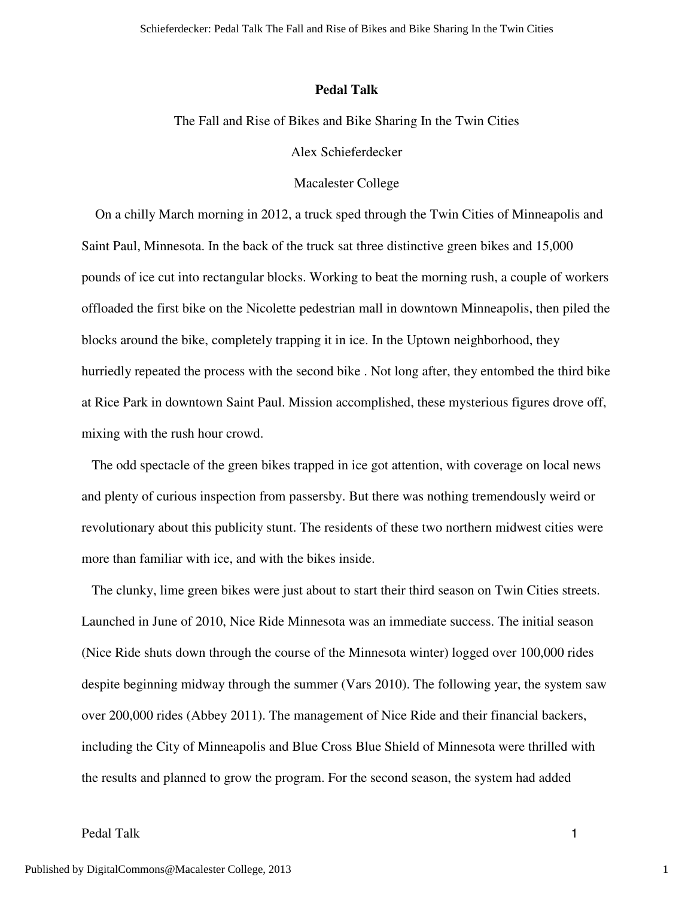# Pedal Talk

The Fall and Rise of Bikes and Bike Sharing In the Twin Cities

Alex Schieferdecker

Macalester College

On a chilly March morning in 2012, a truck sped through the Twin Cities of Minneapolis and Saint Paul, Minnesota. In the back of the truck sat three distinctive green bikes and 15,000 pounds of ice cut into rectangular blocks. Working to beat the morning rush, a couple of workers offloaded the first bike on the Nicolette pedestrian mall in downtown Minneapolis, then piled the blocks around the bike, completely trapping it in ice. In the Uptown neighborhood, they hurriedly repeated the process with the second bike . Not long after, they entombed the third bike at Rice Park in downtown Saint Paul. Mission accomplished, these mysterious figures drove off, mixing with the rush hour crowd.

The odd spectacle of the green bikes trapped in ice got attention, with coverage on local news and plenty of curious inspection from passersby. But there was nothing tremendously weird or revolutionary about this publicity stunt. The residents of these two northern midwest cities were more than familiar with ice, and with the bikes inside.

The clunky, lime green bikes were just about to start their third season on Twin Cities streets. Launched in June of 2010, Nice Ride Minnesota was an immediate success. The initial season (Nice Ride shuts down through the course of the Minnesota winter) logged over 100,000 rides despite beginning midway through the summer (Vars 2010). The following year, the system saw over 200,000 rides (Abbey 2011). The management of Nice Ride and their financial backers, including the City of Minneapolis and Blue Cross Blue Shield of Minnesota were thrilled with the results and planned to grow the program. For the second season, the system had added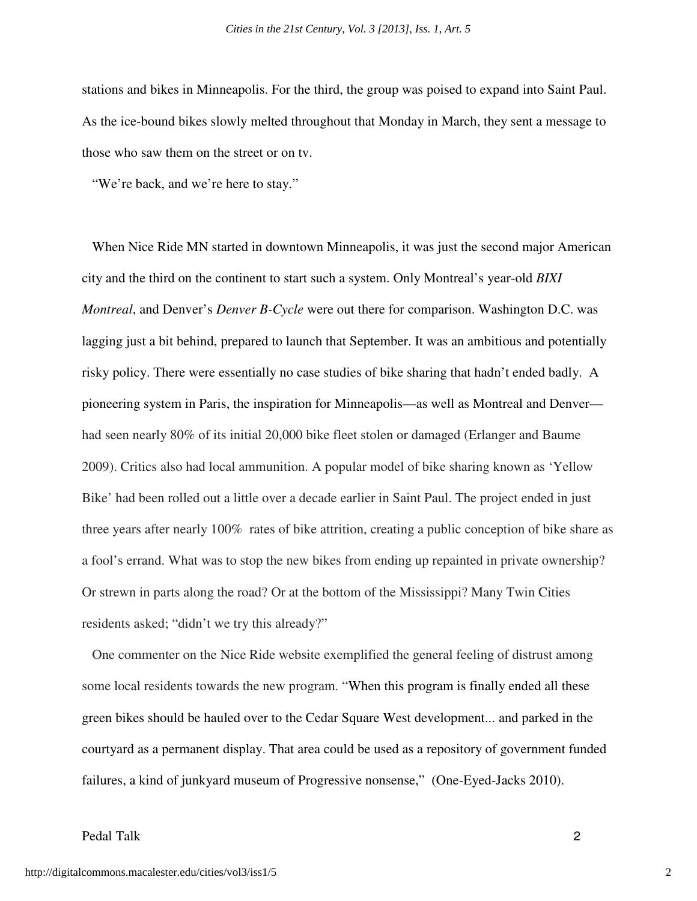stations and bikes in Minneapolis. For the third, the group was poised to expand into Saint Paul. As the ice-bound bikes slowly melted throughout that Monday in March, they sent a message to those who saw them on the street or on tv.

"We're back, and we're here to stay."

When Nice Ride MN started in downtown Minneapolis, it was just the second major American city and the third on the continent to start such a system. Only Montreal's year-old *BIXI Montreal*, and Denver's *Denver B-Cycle* were out there for comparison. Washington D.C. was lagging just a bit behind, prepared to launch that September. It was an ambitious and potentially risky policy. There were essentially no case studies of bike sharing that hadn't ended badly. A pioneering system in Paris, the inspiration for Minneapolis—as well as Montreal and Denver—had seen nearly 80% of its initial 20,000 bike fleet stolen or damaged (Erlanger and Baume 2009). Critics also had local ammunition. A popular model of bike sharing known as 'Yellow Bike' had been rolled out a little over a decade earlier in Saint Paul. The project ended in just three years after nearly 100% rates of bike attrition, creating a public conception of bike share as a fool's errand. What was to stop the new bikes from ending up repainted in private ownership? Or strewn in parts along the road? Or at the bottom of the Mississippi? Many Twin Cities residents asked; "didn't we try this already?"

One commenter on the Nice Ride website exemplified the general feeling of distrust among some local residents towards the new program. "When this program is finally ended all these green bikes should be hauled over to the Cedar Square West development... and parked in the courtyard as a permanent display. That area could be used as a repository of government funded failures, a kind of junkyard museum of Progressive nonsense," (One-Eyed-Jacks 2010).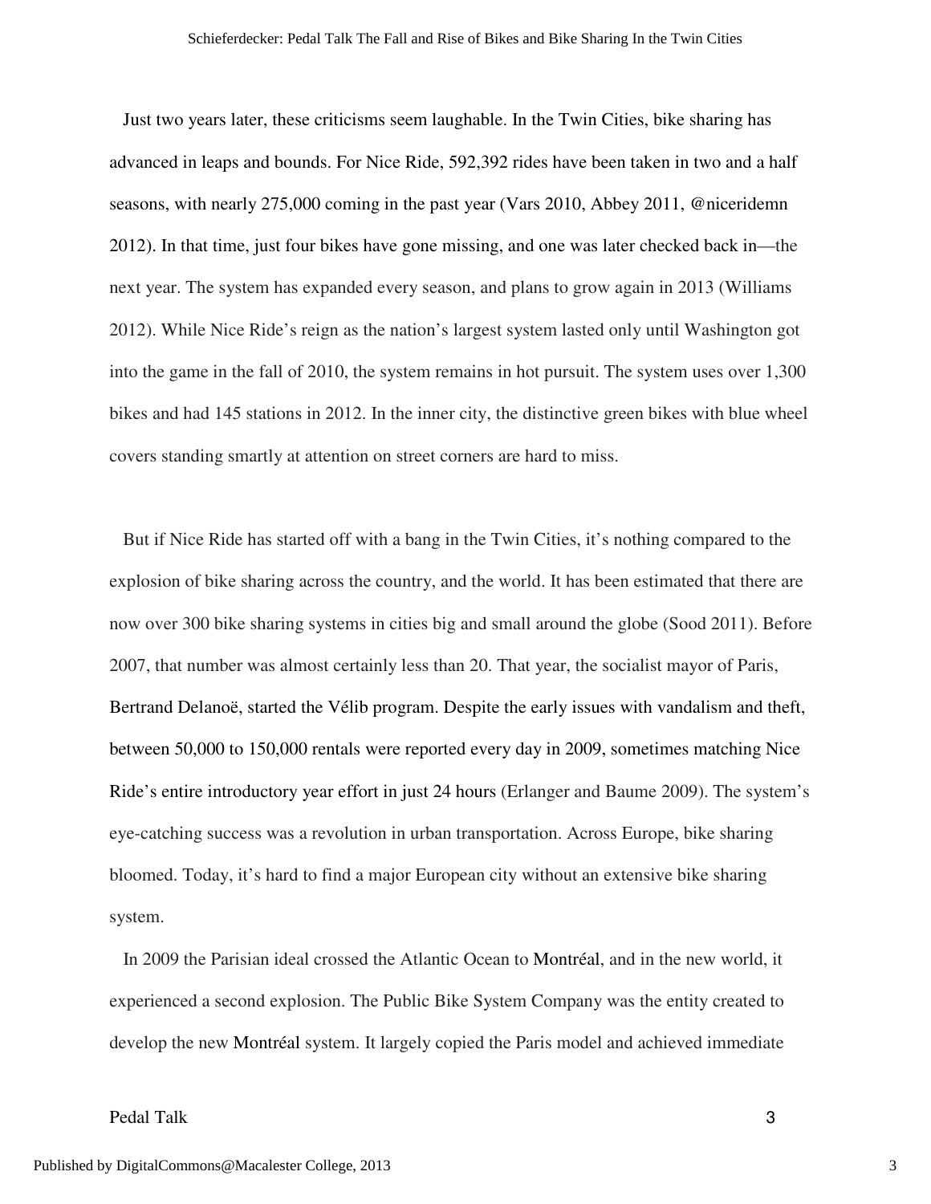Just two years later, these criticisms seem laughable. In the Twin Cities, bike sharing has advanced in leaps and bounds. For Nice Ride, 592,392 rides have been taken in two and a half seasons, with nearly 275,000 coming in the past year (Vars 2010, Abbey 2011, @niceridemn 2012). In that time, just four bikes have gone missing, and one was later checked back in—the next year. The system has expanded every season, and plans to grow again in 2013 (Williams 2012). While Nice Ride's reign as the nation's largest system lasted only until Washington got into the game in the fall of 2010, the system remains in hot pursuit. The system uses over 1,300 bikes and had 145 stations in 2012. In the inner city, the distinctive green bikes with blue wheel covers standing smartly at attention on street corners are hard to miss.

But if Nice Ride has started off with a bang in the Twin Cities, it's nothing compared to the explosion of bike sharing across the country, and the world. It has been estimated that there are now over 300 bike sharing systems in cities big and small around the globe (Sood 2011). Before 2007, that number was almost certainly less than 20. That year, the socialist mayor of Paris, Bertrand Delanoë, started the Vélib program. Despite the early issues with vandalism and theft, between 50,000 to 150,000 rentals were reported every day in 2009, sometimes matching Nice Ride's entire introductory year effort in just 24 hours (Erlanger and Baume 2009). The system's eye-catching success was a revolution in urban transportation. Across Europe, bike sharing bloomed. Today, it's hard to find a major European city without an extensive bike sharing system.

In 2009 the Parisian ideal crossed the Atlantic Ocean to Montréal, and in the new world, it experienced a second explosion. The Public Bike System Company was the entity created to develop the new Montréal system. It largely copied the Paris model and achieved immediate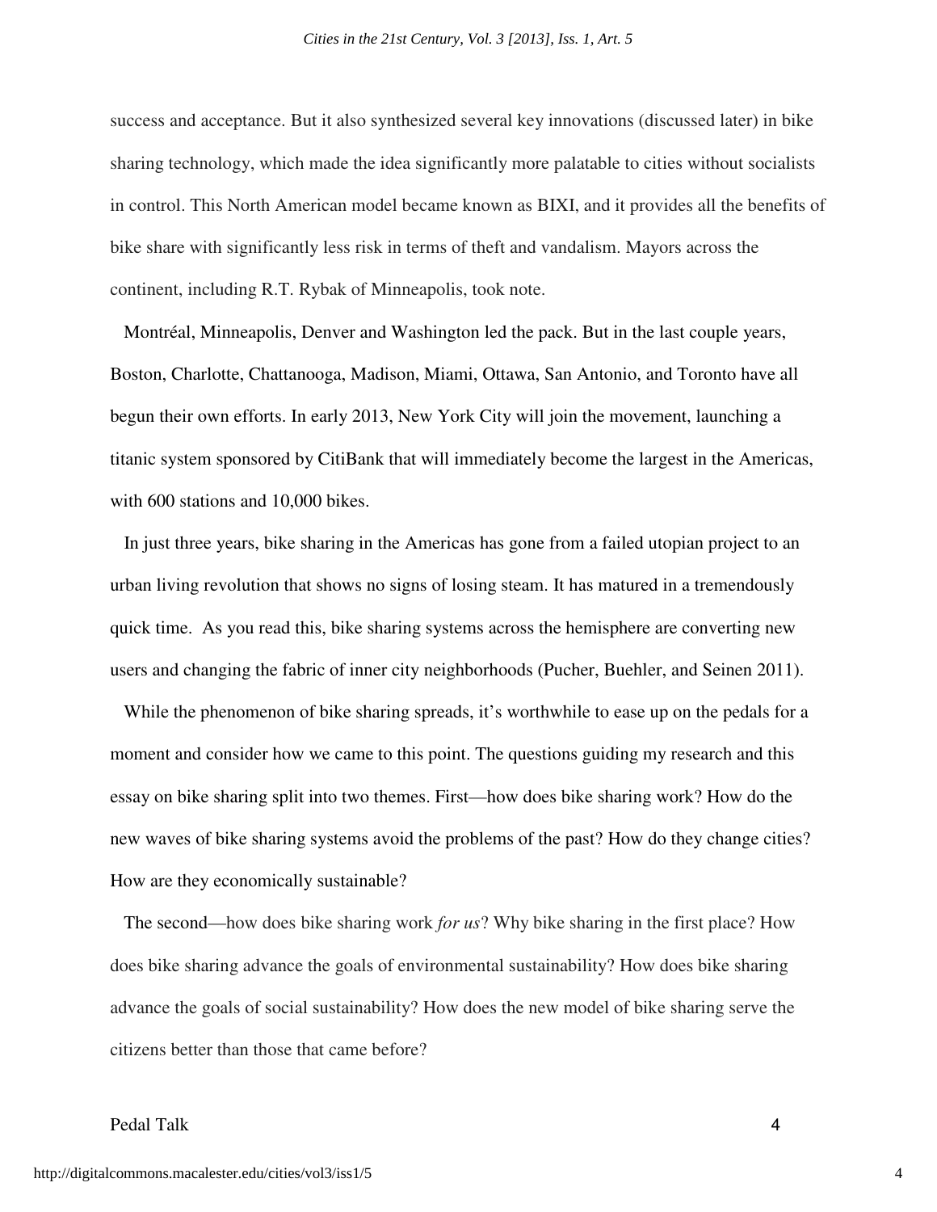success and acceptance. But it also synthesized several key innovations (discussed later) in bike sharing technology, which made the idea significantly more palatable to cities without socialists in control. This North American model became known as BIXI, and it provides all the benefits of bike share with significantly less risk in terms of theft and vandalism. Mayors across the continent, including R.T. Rybak of Minneapolis, took note.

Montréal, Minneapolis, Denver and Washington led the pack. But in the last couple years, Boston, Charlotte, Chattanooga, Madison, Miami, Ottawa, San Antonio, and Toronto have all begun their own efforts. In early 2013, New York City will join the movement, launching a titanic system sponsored by CitiBank that will immediately become the largest in the Americas, with 600 stations and 10,000 bikes.

In just three years, bike sharing in the Americas has gone from a failed utopian project to an urban living revolution that shows no signs of losing steam. It has matured in a tremendously quick time. As you read this, bike sharing systems across the hemisphere are converting new users and changing the fabric of inner city neighborhoods (Pucher, Buehler, and Seinen 2011).

While the phenomenon of bike sharing spreads, it's worthwhile to ease up on the pedals for a moment and consider how we came to this point. The questions guiding my research and this essay on bike sharing split into two themes. First—how does bike sharing work? How do the new waves of bike sharing systems avoid the problems of the past? How do they change cities? How are they economically sustainable?

The second—how does bike sharing work *for us*? Why bike sharing in the first place? How does bike sharing advance the goals of environmental sustainability? How does bike sharing advance the goals of social sustainability? How does the new model of bike sharing serve the citizens better than those that came before?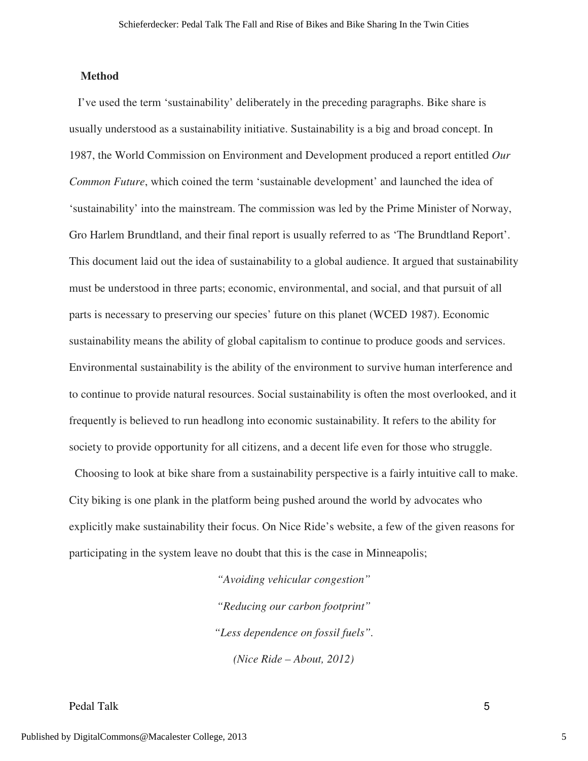## Method

I've used the term 'sustainability' deliberately in the preceding paragraphs. Bike share is usually understood as a sustainability initiative. Sustainability is a big and broad concept. In 1987, the World Commission on Environment and Development produced a report entitled *Our Common Future*, which coined the term 'sustainable development' and launched the idea of 'sustainability' into the mainstream. The commission was led by the Prime Minister of Norway, Gro Harlem Brundtland, and their final report is usually referred to as 'The Brundtland Report'. This document laid out the idea of sustainability to a global audience. It argued that sustainability must be understood in three parts; economic, environmental, and social, and that pursuit of all parts is necessary to preserving our species' future on this planet (WCED 1987). Economic sustainability means the ability of global capitalism to continue to produce goods and services. Environmental sustainability is the ability of the environment to survive human interference and to continue to provide natural resources. Social sustainability is often the most overlooked, and it frequently is believed to run headlong into economic sustainability. It refers to the ability for society to provide opportunity for all citizens, and a decent life even for those who struggle.

Choosing to look at bike share from a sustainability perspective is a fairly intuitive call to make. City biking is one plank in the platform being pushed around the world by advocates who explicitly make sustainability their focus. On Nice Ride's website, a few of the given reasons for participating in the system leave no doubt that this is the case in Minneapolis;

*"Avoiding vehicular congestion"*

*"Reducing our carbon footprint"*

*"Less dependence on fossil fuels".*

*(Nice Ride – About, 2012)*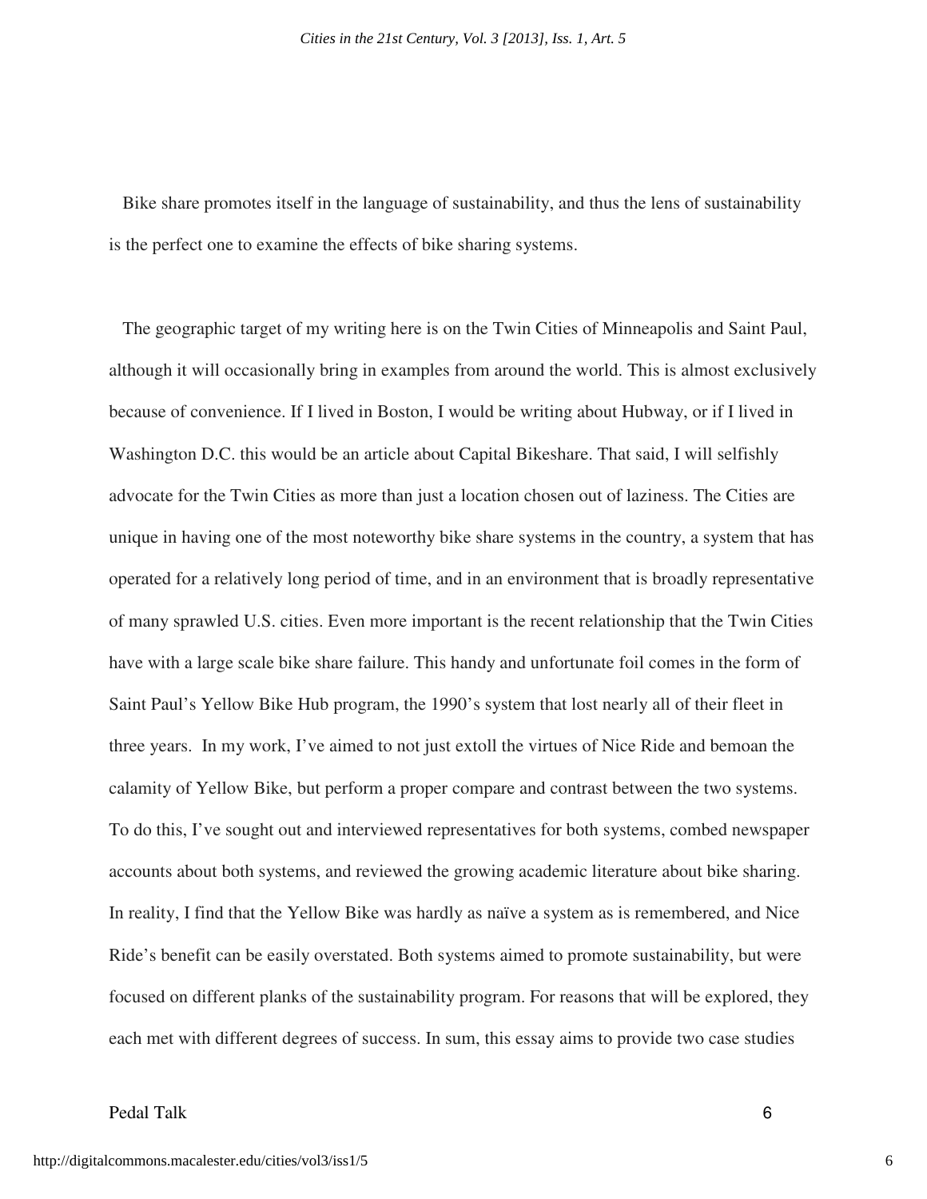Bike share promotes itself in the language of sustainability, and thus the lens of sustainability is the perfect one to examine the effects of bike sharing systems.

The geographic target of my writing here is on the Twin Cities of Minneapolis and Saint Paul, although it will occasionally bring in examples from around the world. This is almost exclusively because of convenience. If I lived in Boston, I would be writing about Hubway, or if I lived in Washington D.C. this would be an article about Capital Bikeshare. That said, I will selfishly advocate for the Twin Cities as more than just a location chosen out of laziness. The Cities are unique in having one of the most noteworthy bike share systems in the country, a system that has operated for a relatively long period of time, and in an environment that is broadly representative of many sprawled U.S. cities. Even more important is the recent relationship that the Twin Cities have with a large scale bike share failure. This handy and unfortunate foil comes in the form of Saint Paul's Yellow Bike Hub program, the 1990's system that lost nearly all of their fleet in three years. In my work, I've aimed to not just extoll the virtues of Nice Ride and bemoan the calamity of Yellow Bike, but perform a proper compare and contrast between the two systems. To do this, I've sought out and interviewed representatives for both systems, combed newspaper accounts about both systems, and reviewed the growing academic literature about bike sharing. In reality, I find that the Yellow Bike was hardly as naïve a system as is remembered, and Nice Ride's benefit can be easily overstated. Both systems aimed to promote sustainability, but were focused on different planks of the sustainability program. For reasons that will be explored, they each met with different degrees of success. In sum, this essay aims to provide two case studies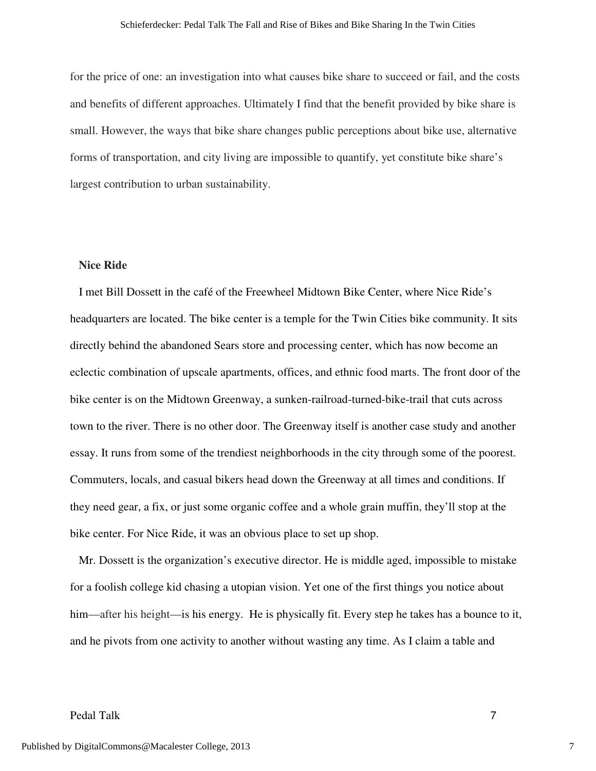for the price of one: an investigation into what causes bike share to succeed or fail, and the costs and benefits of different approaches. Ultimately I find that the benefit provided by bike share is small. However, the ways that bike share changes public perceptions about bike use, alternative forms of transportation, and city living are impossible to quantify, yet constitute bike share's largest contribution to urban sustainability.

**Nice Ride**

I met Bill Dossett in the café of the Freewheel Midtown Bike Center, where Nice Ride's headquarters are located. The bike center is a temple for the Twin Cities bike community. It sits directly behind the abandoned Sears store and processing center, which has now become an eclectic combination of upscale apartments, offices, and ethnic food marts. The front door of the bike center is on the Midtown Greenway, a sunken-railroad-turned-bike-trail that cuts across town to the river. There is no other door. The Greenway itself is another case study and another essay. It runs from some of the trendiest neighborhoods in the city through some of the poorest. Commuters, locals, and casual bikers head down the Greenway at all times and conditions. If they need gear, a fix, or just some organic coffee and a whole grain muffin, they'll stop at the bike center. For Nice Ride, it was an obvious place to set up shop.

Mr. Dossett is the organization's executive director. He is middle aged, impossible to mistake for a foolish college kid chasing a utopian vision. Yet one of the first things you notice about him—after his height—is his energy. He is physically fit. Every step he takes has a bounce to it, and he pivots from one activity to another without wasting any time. As I claim a table and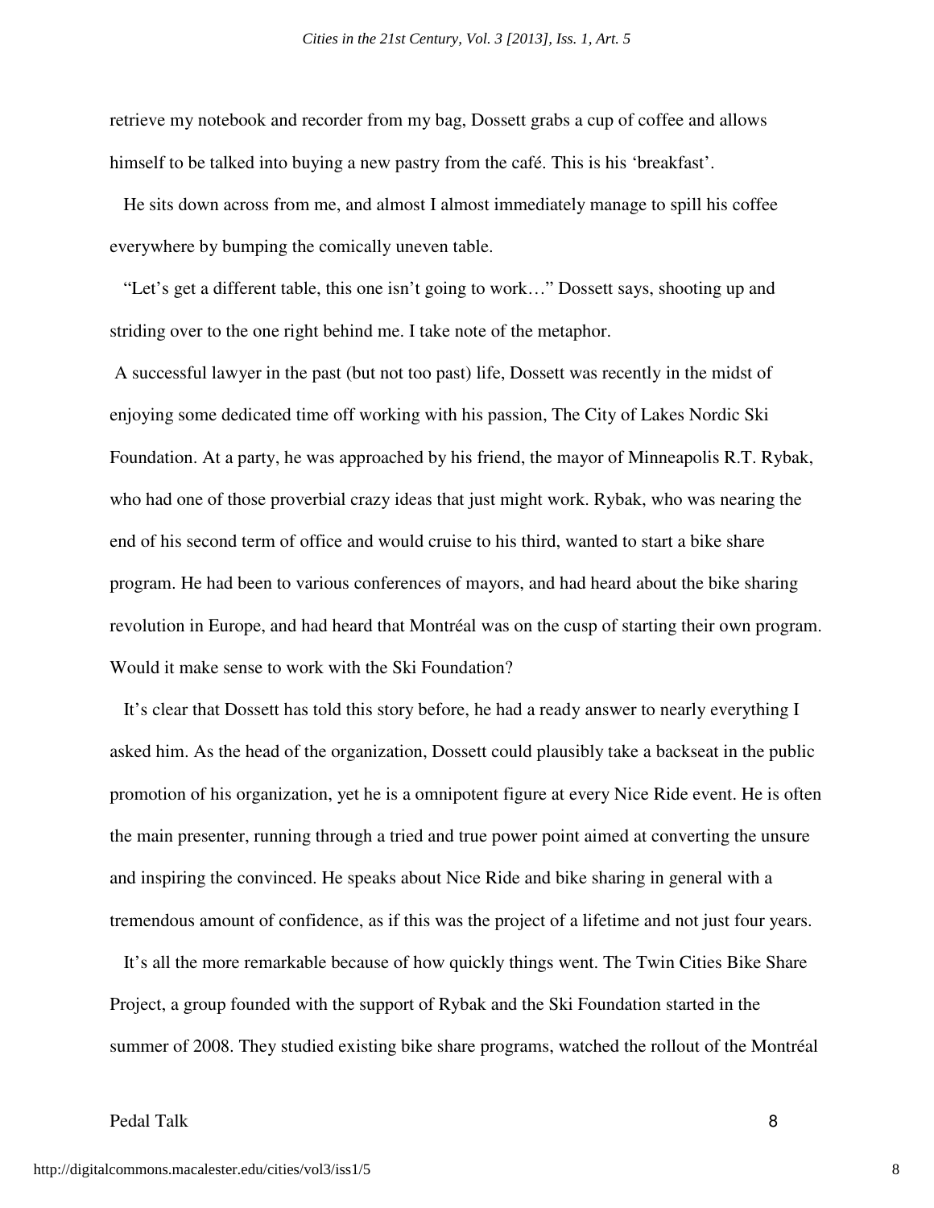retrieve my notebook and recorder from my bag, Dossett grabs a cup of coffee and allows himself to be talked into buying a new pastry from the café. This is his 'breakfast'.

He sits down across from me, and almost I almost immediately manage to spill his coffee everywhere by bumping the comically uneven table.

"Let's get a different table, this one isn't going to work…" Dossett says, shooting up and striding over to the one right behind me. I take note of the metaphor.

A successful lawyer in the past (but not too past) life, Dossett was recently in the midst of enjoying some dedicated time off working with his passion, The City of Lakes Nordic Ski Foundation. At a party, he was approached by his friend, the mayor of Minneapolis R.T. Rybak, who had one of those proverbial crazy ideas that just might work. Rybak, who was nearing the end of his second term of office and would cruise to his third, wanted to start a bike share program. He had been to various conferences of mayors, and had heard about the bike sharing revolution in Europe, and had heard that Montréal was on the cusp of starting their own program. Would it make sense to work with the Ski Foundation?

It's clear that Dossett has told this story before, he had a ready answer to nearly everything I asked him. As the head of the organization, Dossett could plausibly take a backseat in the public promotion of his organization, yet he is a omnipotent figure at every Nice Ride event. He is often the main presenter, running through a tried and true power point aimed at converting the unsure and inspiring the convinced. He speaks about Nice Ride and bike sharing in general with a tremendous amount of confidence, as if this was the project of a lifetime and not just four years.

It's all the more remarkable because of how quickly things went. The Twin Cities Bike Share Project, a group founded with the support of Rybak and the Ski Foundation started in the summer of 2008. They studied existing bike share programs, watched the rollout of the Montréal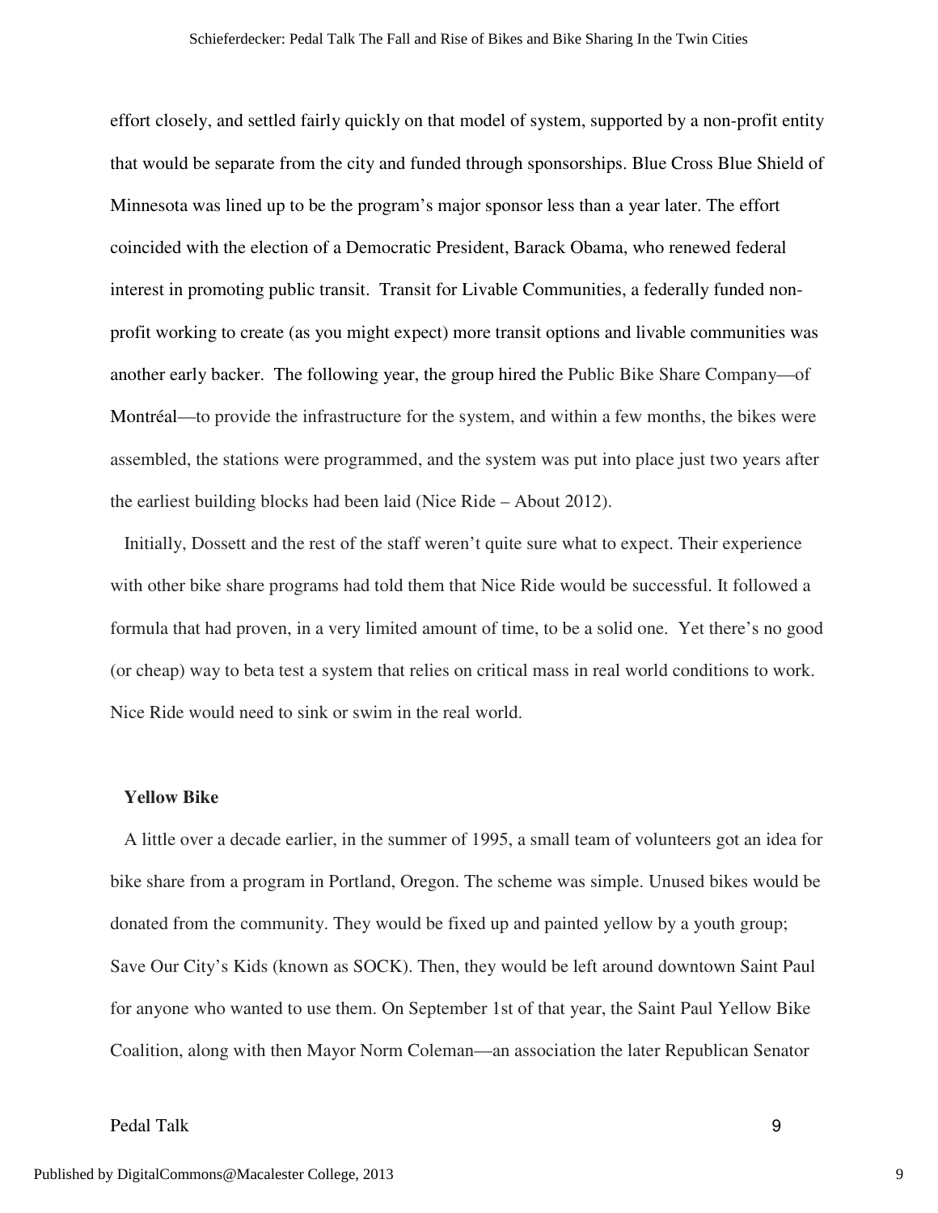effort closely, and settled fairly quickly on that model of system, supported by a non-profit entity that would be separate from the city and funded through sponsorships. Blue Cross Blue Shield of Minnesota was lined up to be the program's major sponsor less than a year later. The effort coincided with the election of a Democratic President, Barack Obama, who renewed federal interest in promoting public transit. Transit for Livable Communities, a federally funded non-profit working to create (as you might expect) more transit options and livable communities was another early backer. The following year, the group hired the Public Bike Share Company—of Montréal—to provide the infrastructure for the system, and within a few months, the bikes were assembled, the stations were programmed, and the system was put into place just two years after the earliest building blocks had been laid (Nice Ride – About 2012).

Initially, Dossett and the rest of the staff weren't quite sure what to expect. Their experience with other bike share programs had told them that Nice Ride would be successful. It followed a formula that had proven, in a very limited amount of time, to be a solid one. Yet there's no good (or cheap) way to beta test a system that relies on critical mass in real world conditions to work. Nice Ride would need to sink or swim in the real world.

### Yellow Bike

A little over a decade earlier, in the summer of 1995, a small team of volunteers got an idea for bike share from a program in Portland, Oregon. The scheme was simple. Unused bikes would be donated from the community. They would be fixed up and painted yellow by a youth group; Save Our City's Kids (known as SOCK). Then, they would be left around downtown Saint Paul for anyone who wanted to use them. On September 1st of that year, the Saint Paul Yellow Bike Coalition, along with then Mayor Norm Coleman—an association the later Republican Senator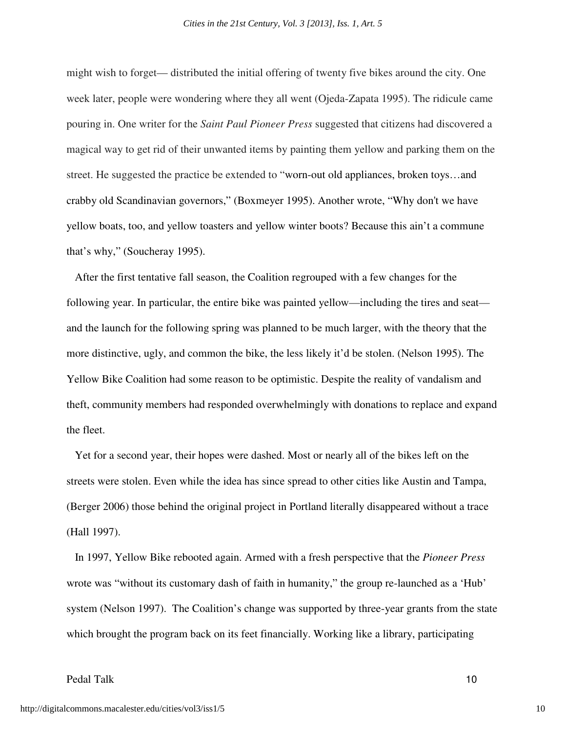might wish to forget— distributed the initial offering of twenty five bikes around the city. One week later, people were wondering where they all went (Ojeda-Zapata 1995). The ridicule came pouring in. One writer for the *Saint Paul Pioneer Press* suggested that citizens had discovered a magical way to get rid of their unwanted items by painting them yellow and parking them on the street. He suggested the practice be extended to "worn-out old appliances, broken toys…and crabby old Scandinavian governors," (Boxmeyer 1995). Another wrote, "Why don't we have yellow boats, too, and yellow toasters and yellow winter boots? Because this ain't a commune that's why," (Soucheray 1995).

After the first tentative fall season, the Coalition regrouped with a few changes for the following year. In particular, the entire bike was painted yellow—including the tires and seat—and the launch for the following spring was planned to be much larger, with the theory that the more distinctive, ugly, and common the bike, the less likely it'd be stolen. (Nelson 1995). The Yellow Bike Coalition had some reason to be optimistic. Despite the reality of vandalism and theft, community members had responded overwhelmingly with donations to replace and expand the fleet.

Yet for a second year, their hopes were dashed. Most or nearly all of the bikes left on the streets were stolen. Even while the idea has since spread to other cities like Austin and Tampa, (Berger 2006) those behind the original project in Portland literally disappeared without a trace (Hall 1997).

In 1997, Yellow Bike rebooted again. Armed with a fresh perspective that the *Pioneer Press* wrote was "without its customary dash of faith in humanity," the group re-launched as a 'Hub' system (Nelson 1997). The Coalition's change was supported by three-year grants from the state which brought the program back on its feet financially. Working like a library, participating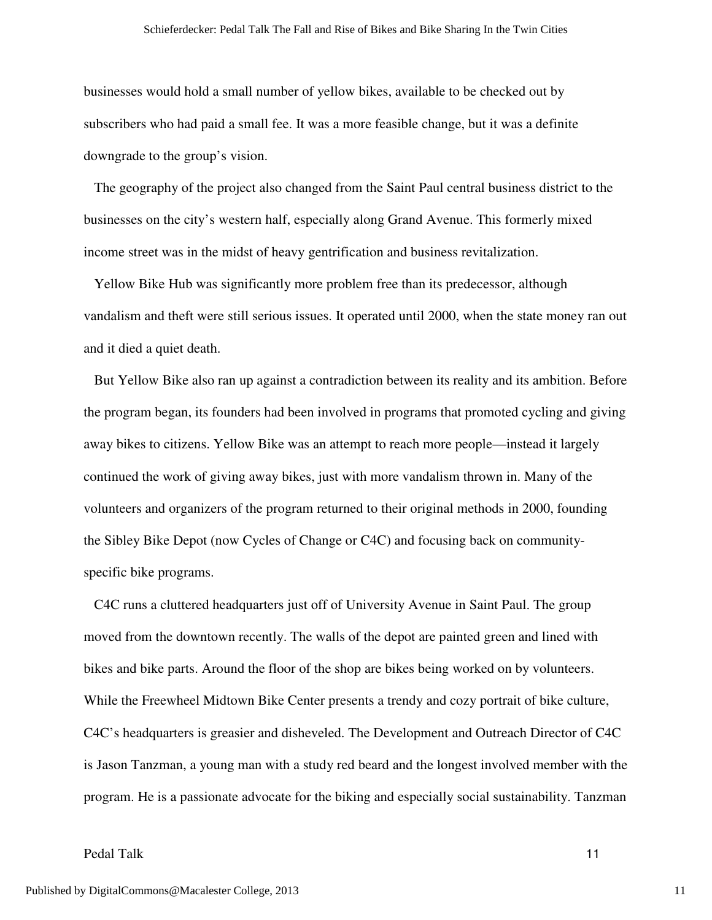businesses would hold a small number of yellow bikes, available to be checked out by subscribers who had paid a small fee. It was a more feasible change, but it was a definite downgrade to the group's vision.

The geography of the project also changed from the Saint Paul central business district to the businesses on the city's western half, especially along Grand Avenue. This formerly mixed income street was in the midst of heavy gentrification and business revitalization.

Yellow Bike Hub was significantly more problem free than its predecessor, although vandalism and theft were still serious issues. It operated until 2000, when the state money ran out and it died a quiet death.

But Yellow Bike also ran up against a contradiction between its reality and its ambition. Before the program began, its founders had been involved in programs that promoted cycling and giving away bikes to citizens. Yellow Bike was an attempt to reach more people—instead it largely continued the work of giving away bikes, just with more vandalism thrown in. Many of the volunteers and organizers of the program returned to their original methods in 2000, founding the Sibley Bike Depot (now Cycles of Change or C4C) and focusing back on community-specific bike programs.

C4C runs a cluttered headquarters just off of University Avenue in Saint Paul. The group moved from the downtown recently. The walls of the depot are painted green and lined with bikes and bike parts. Around the floor of the shop are bikes being worked on by volunteers. While the Freewheel Midtown Bike Center presents a trendy and cozy portrait of bike culture, C4C's headquarters is greasier and disheveled. The Development and Outreach Director of C4C is Jason Tanzman, a young man with a study red beard and the longest involved member with the program. He is a passionate advocate for the biking and especially social sustainability. Tanzman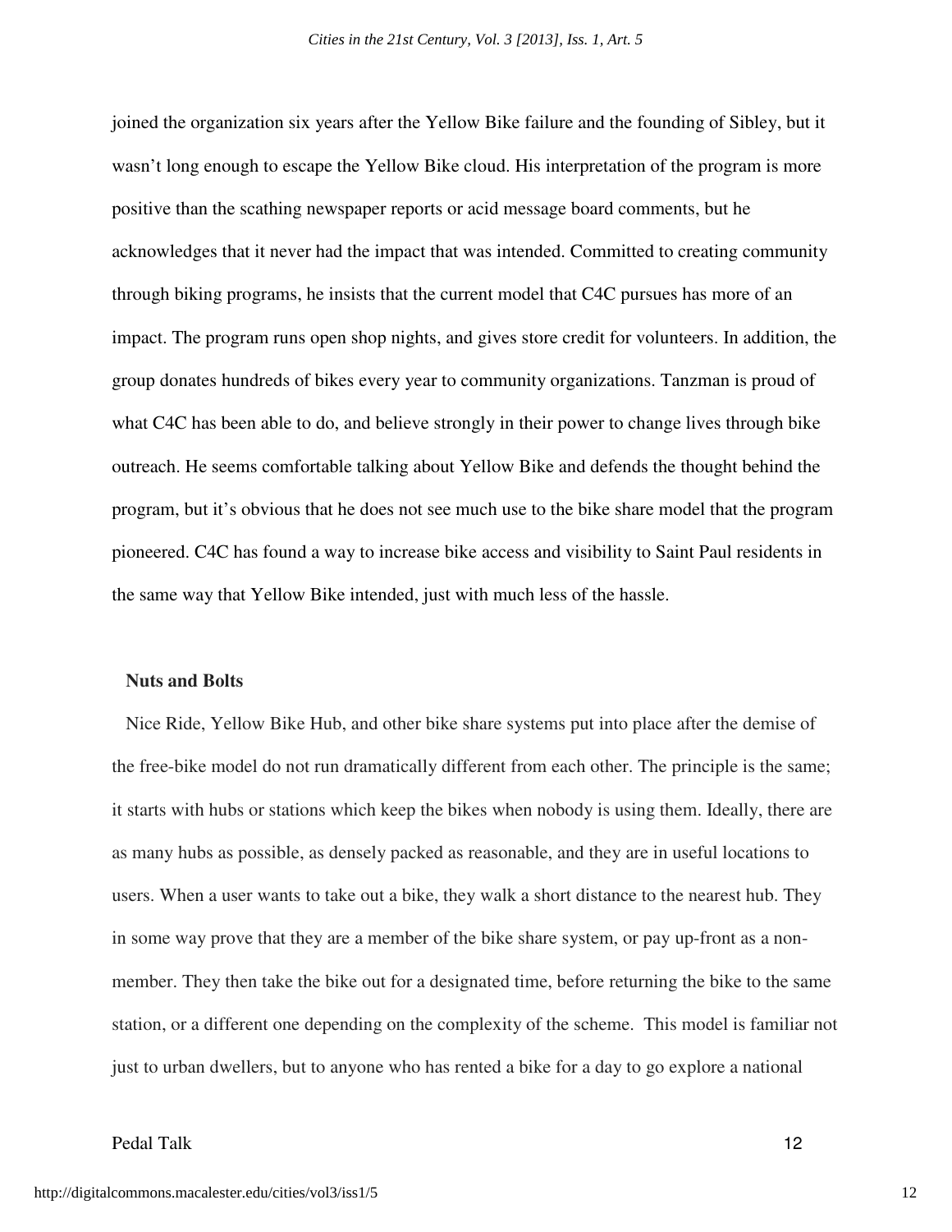joined the organization six years after the Yellow Bike failure and the founding of Sibley, but it wasn't long enough to escape the Yellow Bike cloud. His interpretation of the program is more positive than the scathing newspaper reports or acid message board comments, but he acknowledges that it never had the impact that was intended. Committed to creating community through biking programs, he insists that the current model that C4C pursues has more of an impact. The program runs open shop nights, and gives store credit for volunteers. In addition, the group donates hundreds of bikes every year to community organizations. Tanzman is proud of what C4C has been able to do, and believe strongly in their power to change lives through bike outreach. He seems comfortable talking about Yellow Bike and defends the thought behind the program, but it's obvious that he does not see much use to the bike share model that the program pioneered. C4C has found a way to increase bike access and visibility to Saint Paul residents in the same way that Yellow Bike intended, just with much less of the hassle.

## Nuts and Bolts

Nice Ride, Yellow Bike Hub, and other bike share systems put into place after the demise of the free-bike model do not run dramatically different from each other. The principle is the same; it starts with hubs or stations which keep the bikes when nobody is using them. Ideally, there are as many hubs as possible, as densely packed as reasonable, and they are in useful locations to users. When a user wants to take out a bike, they walk a short distance to the nearest hub. They in some way prove that they are a member of the bike share system, or pay up-front as a non-member. They then take the bike out for a designated time, before returning the bike to the same station, or a different one depending on the complexity of the scheme. This model is familiar not just to urban dwellers, but to anyone who has rented a bike for a day to go explore a national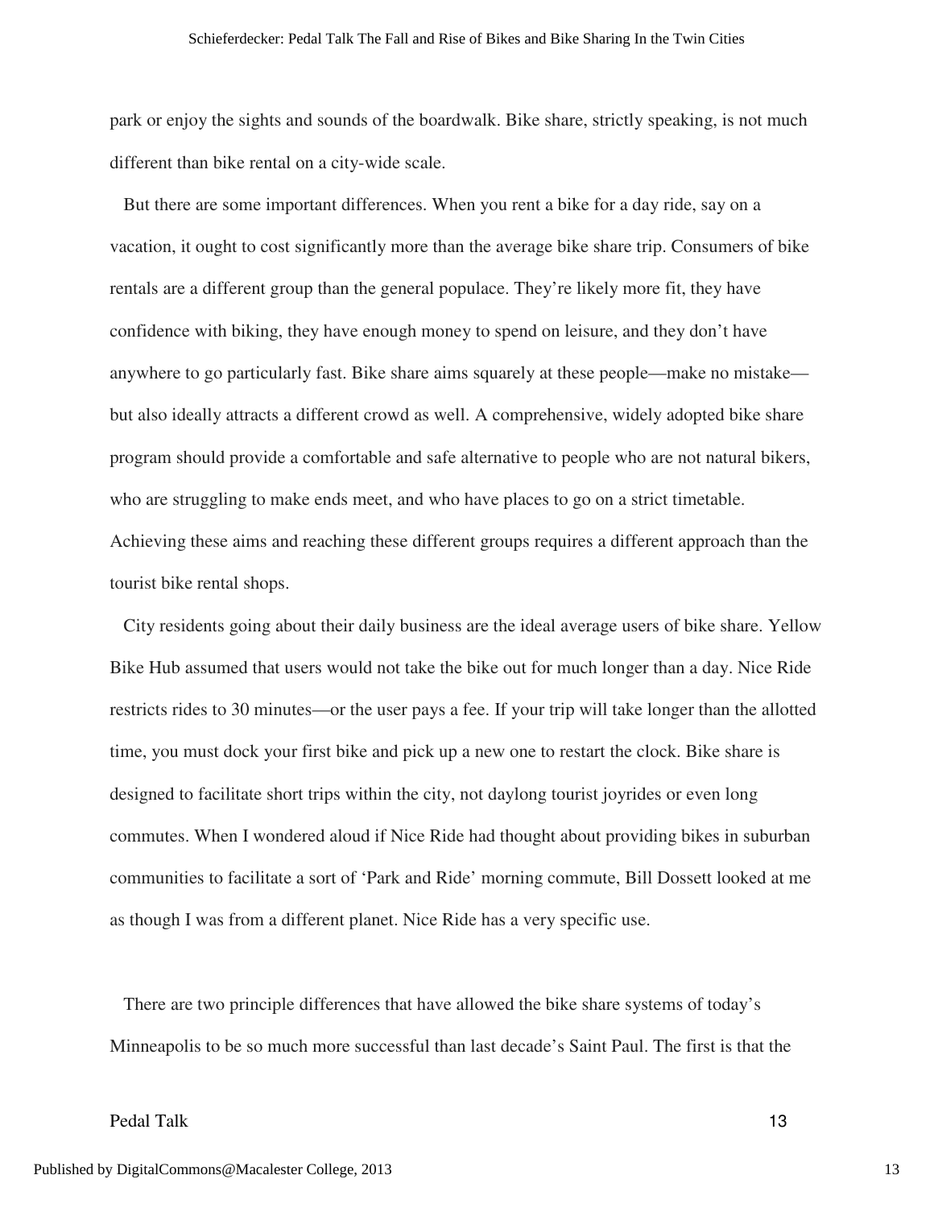park or enjoy the sights and sounds of the boardwalk. Bike share, strictly speaking, is not much different than bike rental on a city-wide scale.

But there are some important differences. When you rent a bike for a day ride, say on a vacation, it ought to cost significantly more than the average bike share trip. Consumers of bike rentals are a different group than the general populace. They're likely more fit, they have confidence with biking, they have enough money to spend on leisure, and they don't have anywhere to go particularly fast. Bike share aims squarely at these people—make no mistake—but also ideally attracts a different crowd as well. A comprehensive, widely adopted bike share program should provide a comfortable and safe alternative to people who are not natural bikers, who are struggling to make ends meet, and who have places to go on a strict timetable. Achieving these aims and reaching these different groups requires a different approach than the tourist bike rental shops.

City residents going about their daily business are the ideal average users of bike share. Yellow Bike Hub assumed that users would not take the bike out for much longer than a day. Nice Ride restricts rides to 30 minutes—or the user pays a fee. If your trip will take longer than the allotted time, you must dock your first bike and pick up a new one to restart the clock. Bike share is designed to facilitate short trips within the city, not daylong tourist joyrides or even long commutes. When I wondered aloud if Nice Ride had thought about providing bikes in suburban communities to facilitate a sort of 'Park and Ride' morning commute, Bill Dossett looked at me as though I was from a different planet. Nice Ride has a very specific use.

There are two principle differences that have allowed the bike share systems of today's Minneapolis to be so much more successful than last decade's Saint Paul. The first is that the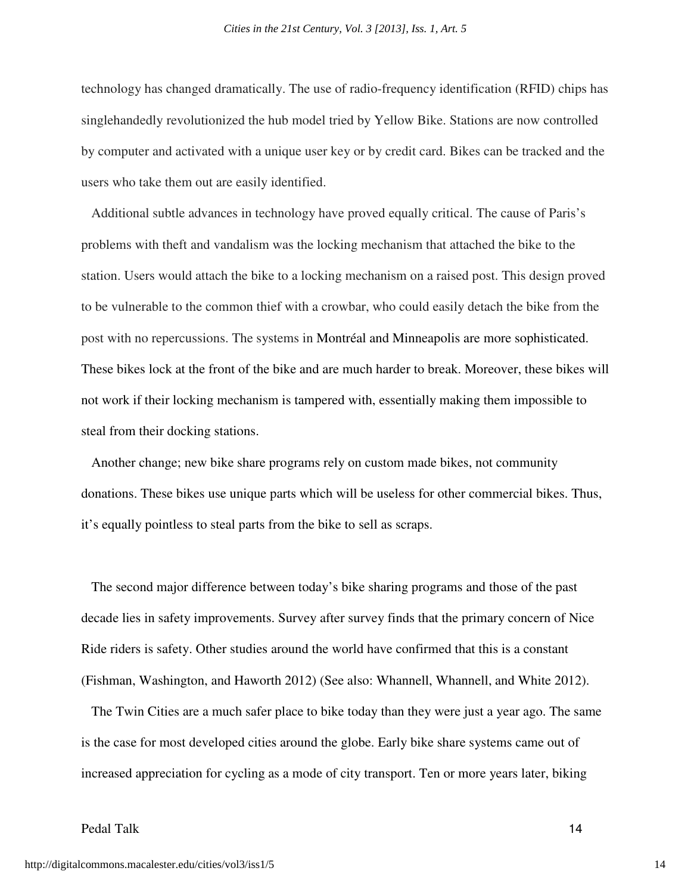technology has changed dramatically. The use of radio-frequency identification (RFID) chips has singlehandedly revolutionized the hub model tried by Yellow Bike. Stations are now controlled by computer and activated with a unique user key or by credit card. Bikes can be tracked and the users who take them out are easily identified.

Additional subtle advances in technology have proved equally critical. The cause of Paris's problems with theft and vandalism was the locking mechanism that attached the bike to the station. Users would attach the bike to a locking mechanism on a raised post. This design proved to be vulnerable to the common thief with a crowbar, who could easily detach the bike from the post with no repercussions. The systems in Montréal and Minneapolis are more sophisticated. These bikes lock at the front of the bike and are much harder to break. Moreover, these bikes will not work if their locking mechanism is tampered with, essentially making them impossible to steal from their docking stations.

Another change; new bike share programs rely on custom made bikes, not community donations. These bikes use unique parts which will be useless for other commercial bikes. Thus, it's equally pointless to steal parts from the bike to sell as scraps.

The second major difference between today's bike sharing programs and those of the past decade lies in safety improvements. Survey after survey finds that the primary concern of Nice Ride riders is safety. Other studies around the world have confirmed that this is a constant (Fishman, Washington, and Haworth 2012) (See also: Whannell, Whannell, and White 2012).

The Twin Cities are a much safer place to bike today than they were just a year ago. The same is the case for most developed cities around the globe. Early bike share systems came out of increased appreciation for cycling as a mode of city transport. Ten or more years later, biking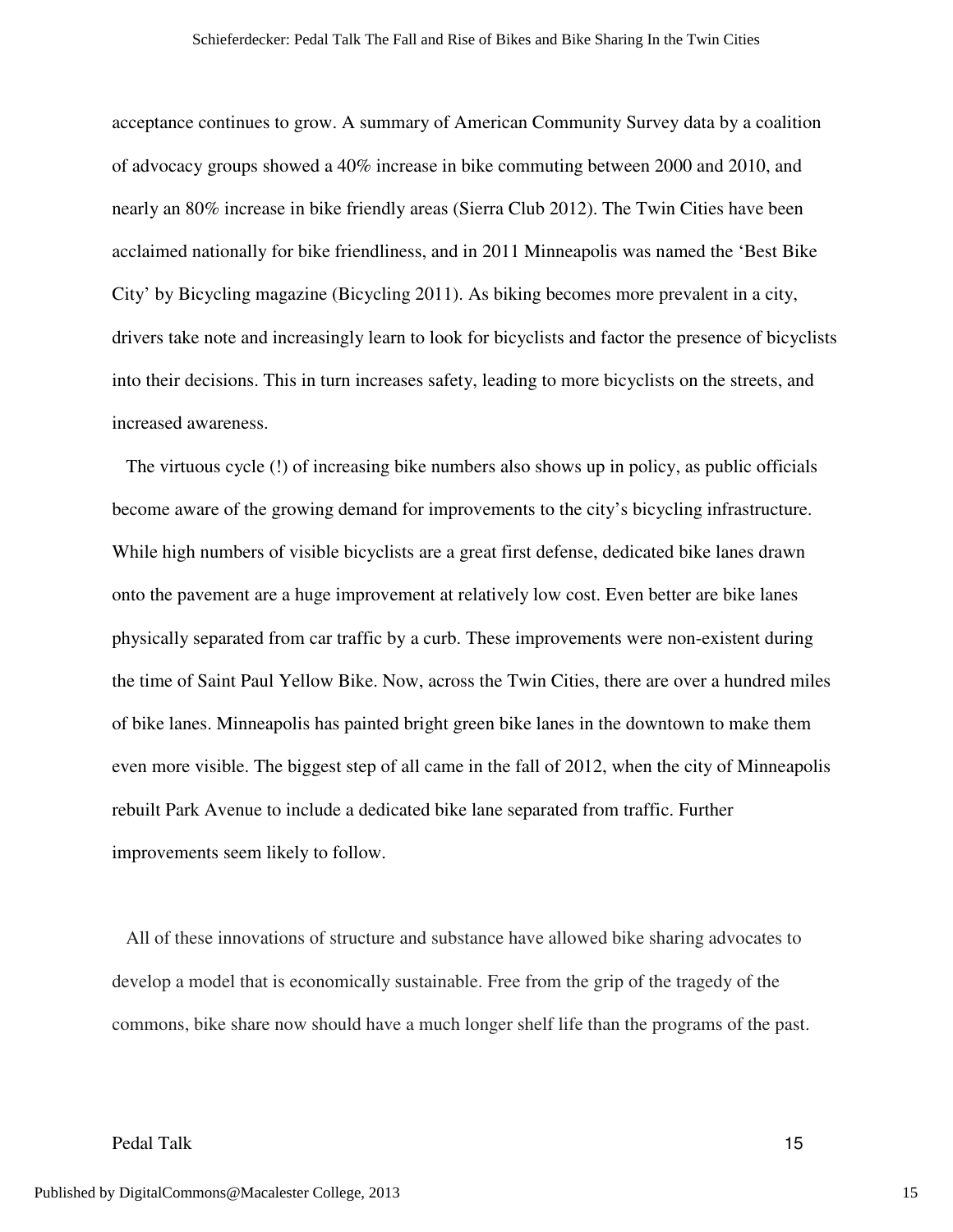acceptance continues to grow. A summary of American Community Survey data by a coalition of advocacy groups showed a 40% increase in bike commuting between 2000 and 2010, and nearly an 80% increase in bike friendly areas (Sierra Club 2012). The Twin Cities have been acclaimed nationally for bike friendliness, and in 2011 Minneapolis was named the 'Best Bike City' by Bicycling magazine (Bicycling 2011). As biking becomes more prevalent in a city, drivers take note and increasingly learn to look for bicyclists and factor the presence of bicyclists into their decisions. This in turn increases safety, leading to more bicyclists on the streets, and increased awareness.

The virtuous cycle (!) of increasing bike numbers also shows up in policy, as public officials become aware of the growing demand for improvements to the city's bicycling infrastructure. While high numbers of visible bicyclists are a great first defense, dedicated bike lanes drawn onto the pavement are a huge improvement at relatively low cost. Even better are bike lanes physically separated from car traffic by a curb. These improvements were non-existent during the time of Saint Paul Yellow Bike. Now, across the Twin Cities, there are over a hundred miles of bike lanes. Minneapolis has painted bright green bike lanes in the downtown to make them even more visible. The biggest step of all came in the fall of 2012, when the city of Minneapolis rebuilt Park Avenue to include a dedicated bike lane separated from traffic. Further improvements seem likely to follow.

All of these innovations of structure and substance have allowed bike sharing advocates to develop a model that is economically sustainable. Free from the grip of the tragedy of the commons, bike share now should have a much longer shelf life than the programs of the past.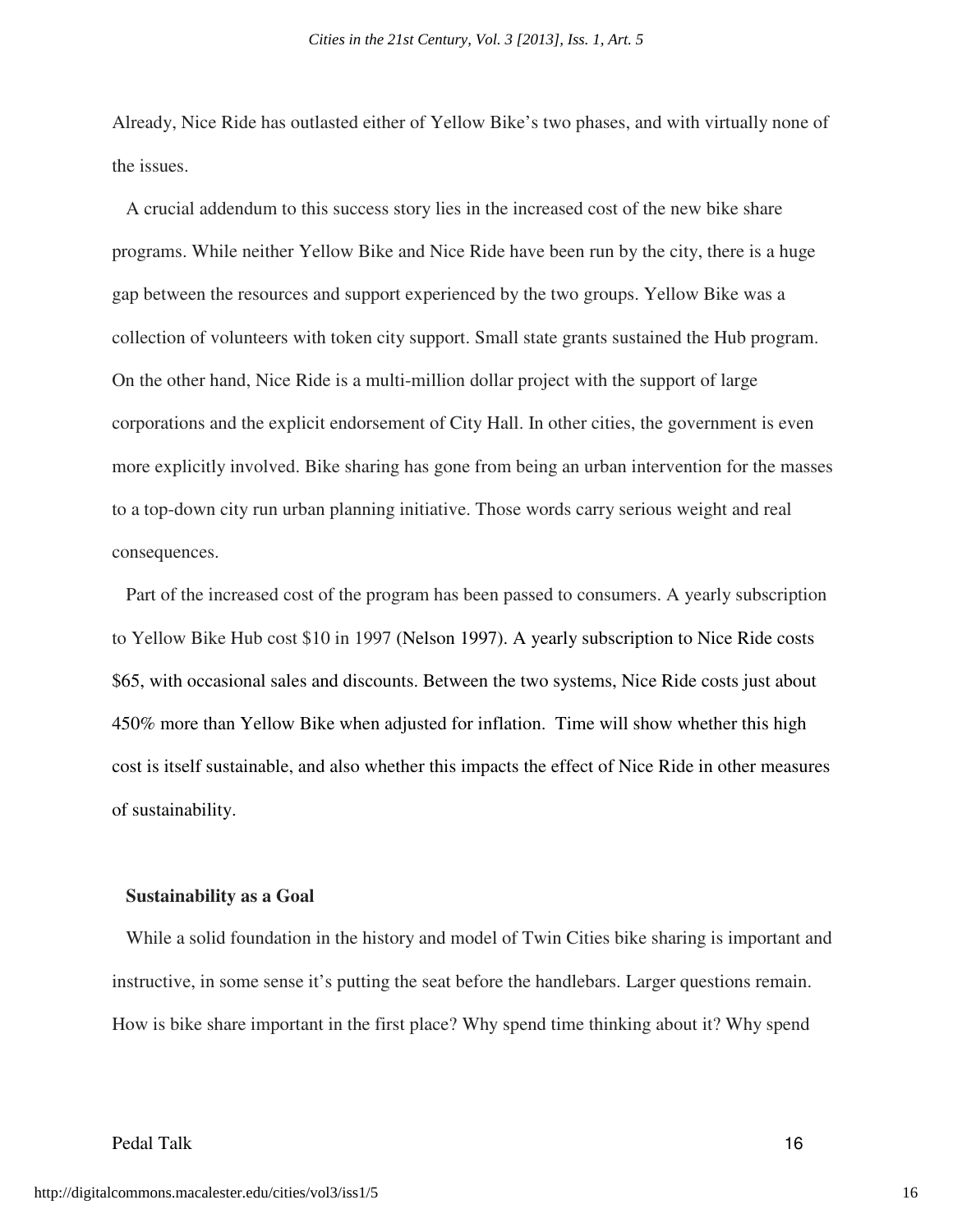Already, Nice Ride has outlasted either of Yellow Bike's two phases, and with virtually none of the issues.

A crucial addendum to this success story lies in the increased cost of the new bike share programs. While neither Yellow Bike and Nice Ride have been run by the city, there is a huge gap between the resources and support experienced by the two groups. Yellow Bike was a collection of volunteers with token city support. Small state grants sustained the Hub program. On the other hand, Nice Ride is a multi-million dollar project with the support of large corporations and the explicit endorsement of City Hall. In other cities, the government is even more explicitly involved. Bike sharing has gone from being an urban intervention for the masses to a top-down city run urban planning initiative. Those words carry serious weight and real consequences.

Part of the increased cost of the program has been passed to consumers. A yearly subscription to Yellow Bike Hub cost $10 in 1997 (Nelson 1997). A yearly subscription to Nice Ride costs $65, with occasional sales and discounts. Between the two systems, Nice Ride costs just about 450% more than Yellow Bike when adjusted for inflation. Time will show whether this high cost is itself sustainable, and also whether this impacts the effect of Nice Ride in other measures of sustainability.

### Sustainability as a Goal

While a solid foundation in the history and model of Twin Cities bike sharing is important and instructive, in some sense it's putting the seat before the handlebars. Larger questions remain. How is bike share important in the first place? Why spend time thinking about it? Why spend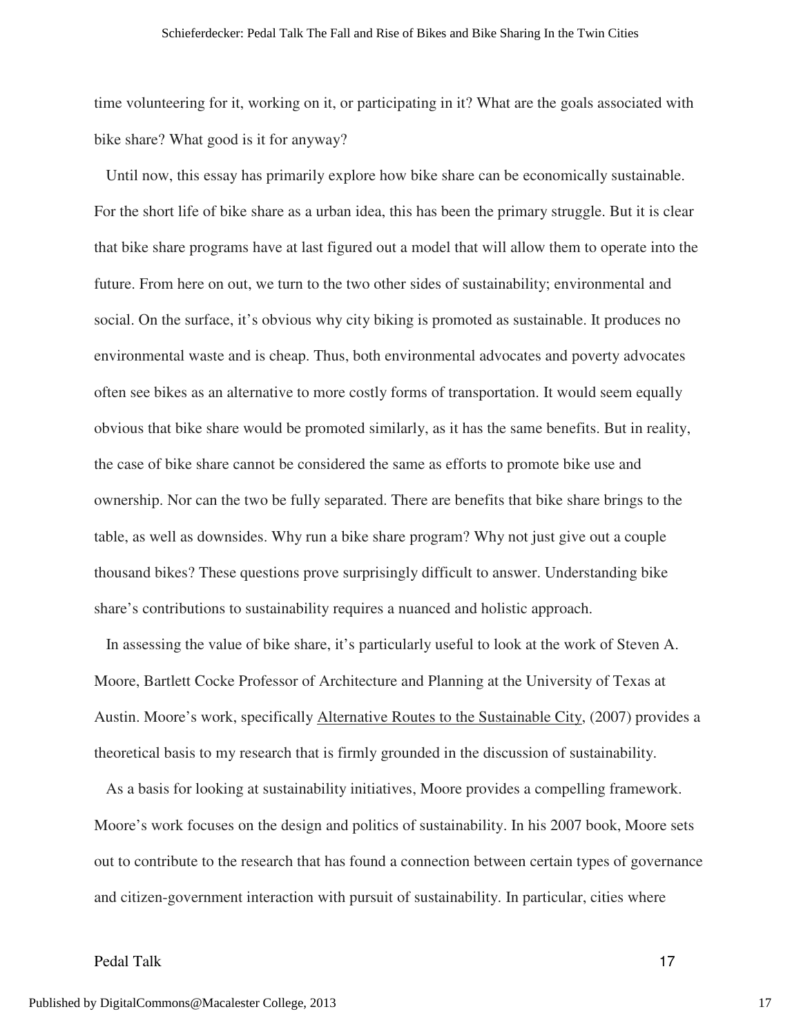time volunteering for it, working on it, or participating in it? What are the goals associated with bike share? What good is it for anyway?

Until now, this essay has primarily explore how bike share can be economically sustainable. For the short life of bike share as a urban idea, this has been the primary struggle. But it is clear that bike share programs have at last figured out a model that will allow them to operate into the future. From here on out, we turn to the two other sides of sustainability; environmental and social. On the surface, it's obvious why city biking is promoted as sustainable. It produces no environmental waste and is cheap. Thus, both environmental advocates and poverty advocates often see bikes as an alternative to more costly forms of transportation. It would seem equally obvious that bike share would be promoted similarly, as it has the same benefits. But in reality, the case of bike share cannot be considered the same as efforts to promote bike use and ownership. Nor can the two be fully separated. There are benefits that bike share brings to the table, as well as downsides. Why run a bike share program? Why not just give out a couple thousand bikes? These questions prove surprisingly difficult to answer. Understanding bike share's contributions to sustainability requires a nuanced and holistic approach.

In assessing the value of bike share, it's particularly useful to look at the work of Steven A. Moore, Bartlett Cocke Professor of Architecture and Planning at the University of Texas at Austin. Moore's work, specifically Alternative Routes to the Sustainable City, (2007) provides a theoretical basis to my research that is firmly grounded in the discussion of sustainability.

As a basis for looking at sustainability initiatives, Moore provides a compelling framework. Moore's work focuses on the design and politics of sustainability. In his 2007 book, Moore sets out to contribute to the research that has found a connection between certain types of governance and citizen-government interaction with pursuit of sustainability. In particular, cities where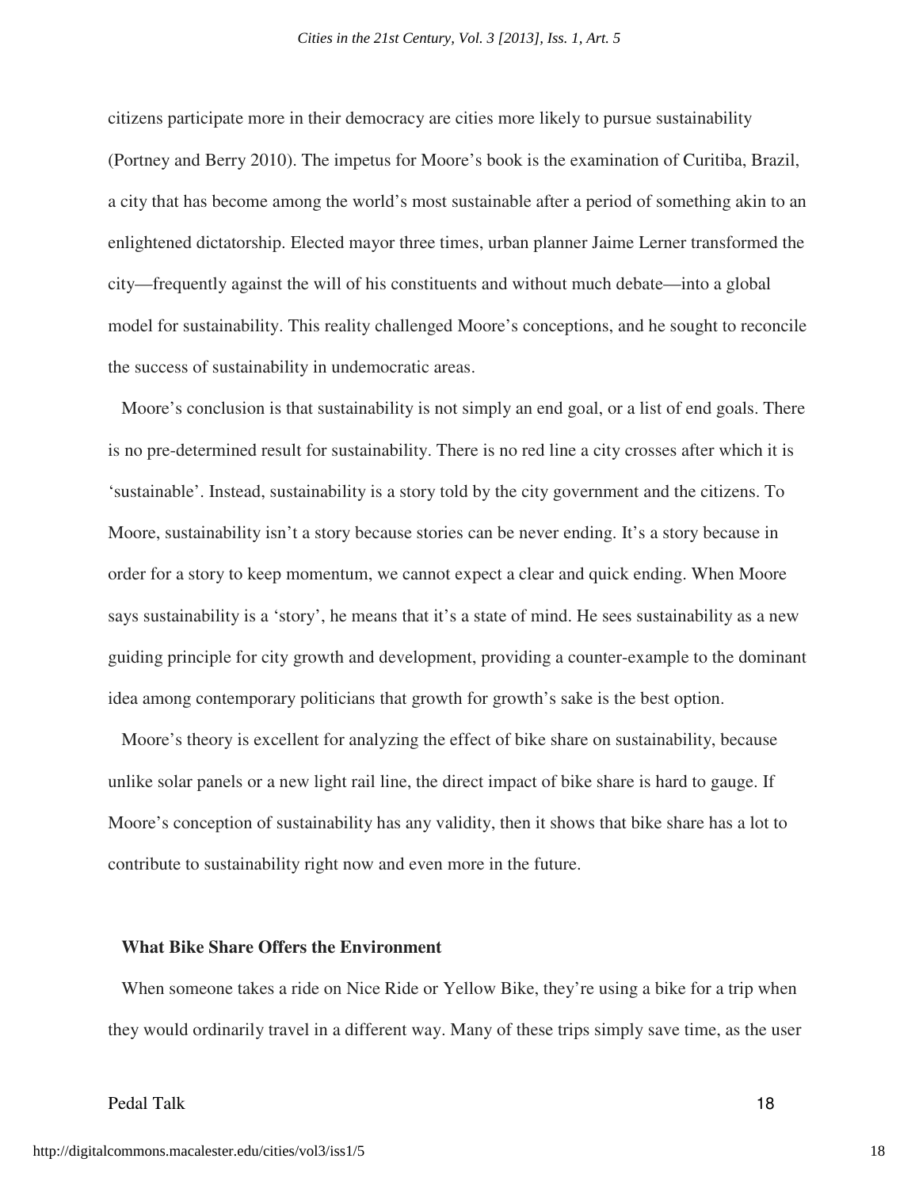citizens participate more in their democracy are cities more likely to pursue sustainability (Portney and Berry 2010). The impetus for Moore's book is the examination of Curitiba, Brazil, a city that has become among the world's most sustainable after a period of something akin to an enlightened dictatorship. Elected mayor three times, urban planner Jaime Lerner transformed the city—frequently against the will of his constituents and without much debate—into a global model for sustainability. This reality challenged Moore's conceptions, and he sought to reconcile the success of sustainability in undemocratic areas.

Moore's conclusion is that sustainability is not simply an end goal, or a list of end goals. There is no pre-determined result for sustainability. There is no red line a city crosses after which it is 'sustainable'. Instead, sustainability is a story told by the city government and the citizens. To Moore, sustainability isn't a story because stories can be never ending. It's a story because in order for a story to keep momentum, we cannot expect a clear and quick ending. When Moore says sustainability is a 'story', he means that it's a state of mind. He sees sustainability as a new guiding principle for city growth and development, providing a counter-example to the dominant idea among contemporary politicians that growth for growth's sake is the best option.

Moore's theory is excellent for analyzing the effect of bike share on sustainability, because unlike solar panels or a new light rail line, the direct impact of bike share is hard to gauge. If Moore's conception of sustainability has any validity, then it shows that bike share has a lot to contribute to sustainability right now and even more in the future.

### What Bike Share Offers the Environment

When someone takes a ride on Nice Ride or Yellow Bike, they're using a bike for a trip when they would ordinarily travel in a different way. Many of these trips simply save time, as the user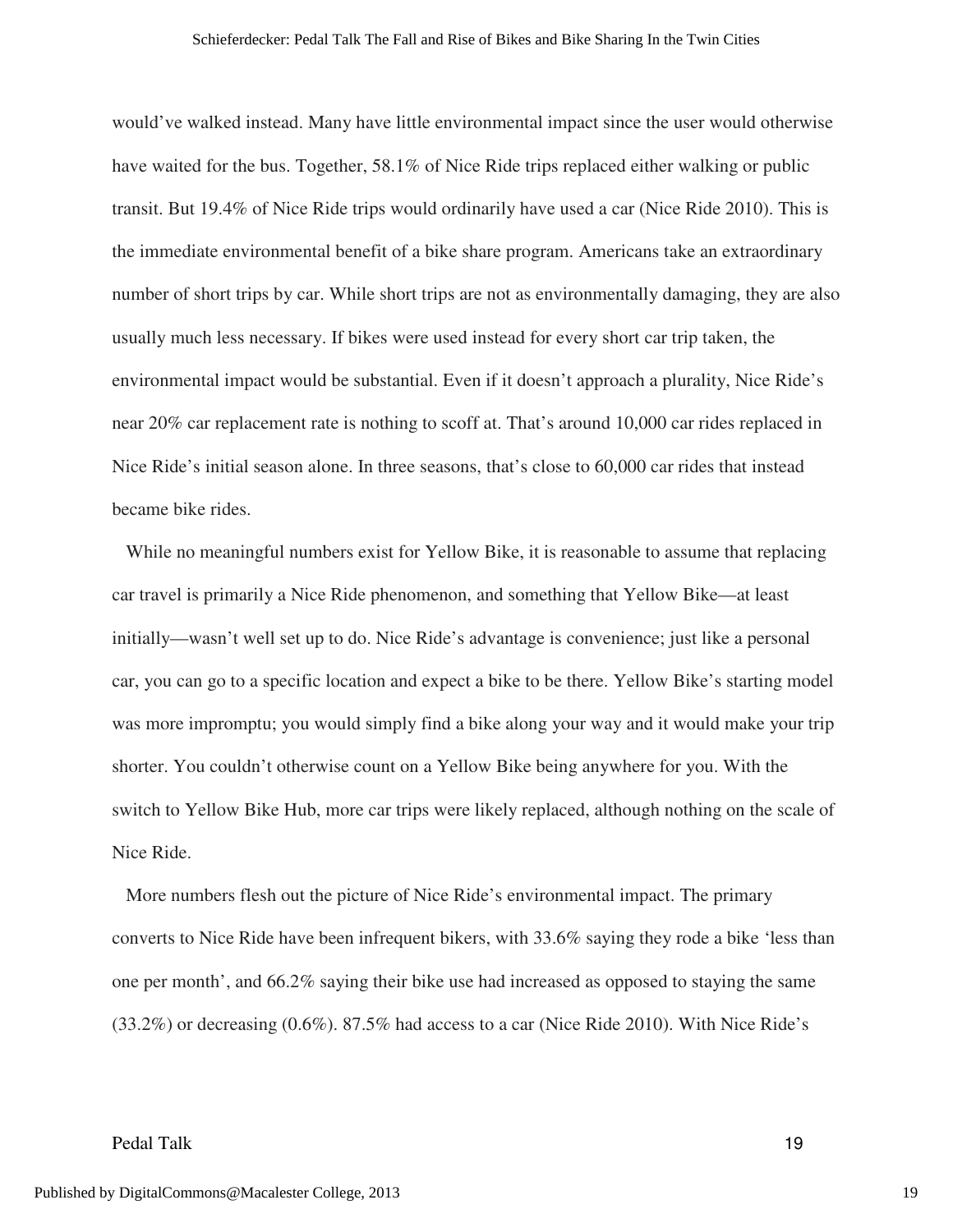would've walked instead. Many have little environmental impact since the user would otherwise have waited for the bus. Together, 58.1% of Nice Ride trips replaced either walking or public transit. But 19.4% of Nice Ride trips would ordinarily have used a car (Nice Ride 2010). This is the immediate environmental benefit of a bike share program. Americans take an extraordinary number of short trips by car. While short trips are not as environmentally damaging, they are also usually much less necessary. If bikes were used instead for every short car trip taken, the environmental impact would be substantial. Even if it doesn't approach a plurality, Nice Ride's near 20% car replacement rate is nothing to scoff at. That's around 10,000 car rides replaced in Nice Ride's initial season alone. In three seasons, that's close to 60,000 car rides that instead became bike rides.

While no meaningful numbers exist for Yellow Bike, it is reasonable to assume that replacing car travel is primarily a Nice Ride phenomenon, and something that Yellow Bike—at least initially—wasn't well set up to do. Nice Ride's advantage is convenience; just like a personal car, you can go to a specific location and expect a bike to be there. Yellow Bike's starting model was more impromptu; you would simply find a bike along your way and it would make your trip shorter. You couldn't otherwise count on a Yellow Bike being anywhere for you. With the switch to Yellow Bike Hub, more car trips were likely replaced, although nothing on the scale of Nice Ride.

More numbers flesh out the picture of Nice Ride's environmental impact. The primary converts to Nice Ride have been infrequent bikers, with 33.6% saying they rode a bike 'less than one per month', and 66.2% saying their bike use had increased as opposed to staying the same (33.2%) or decreasing (0.6%). 87.5% had access to a car (Nice Ride 2010). With Nice Ride's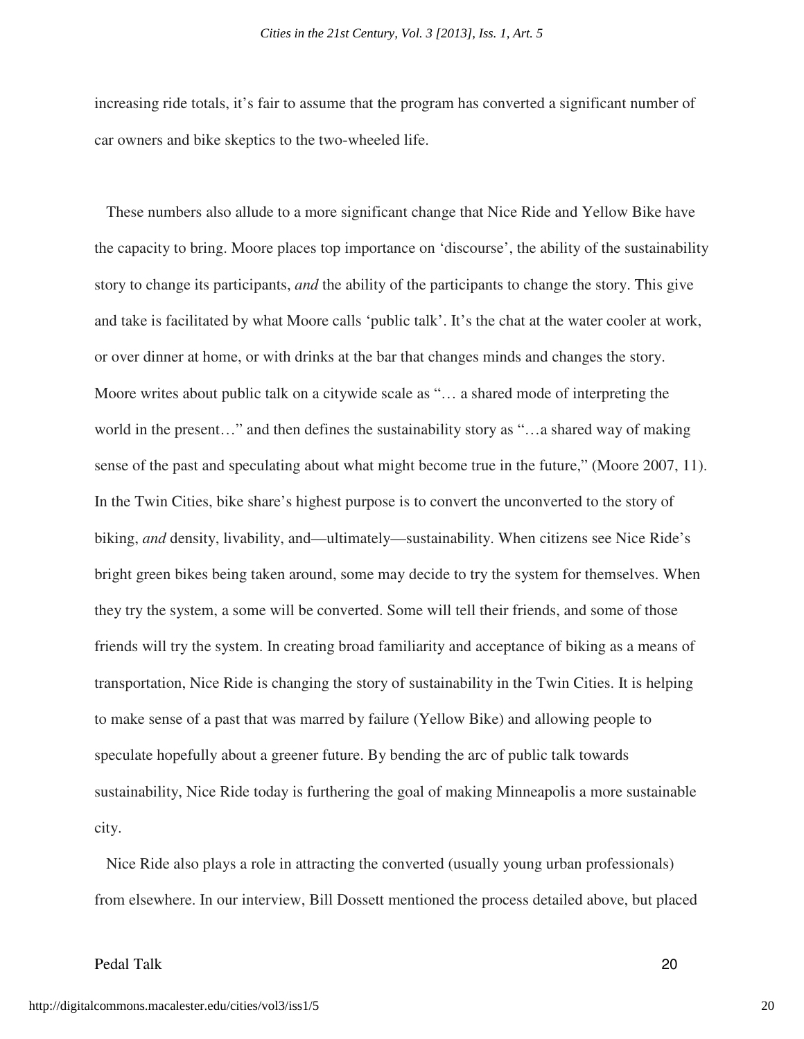increasing ride totals, it's fair to assume that the program has converted a significant number of car owners and bike skeptics to the two-wheeled life.

These numbers also allude to a more significant change that Nice Ride and Yellow Bike have the capacity to bring. Moore places top importance on 'discourse', the ability of the sustainability story to change its participants, *and* the ability of the participants to change the story. This give and take is facilitated by what Moore calls 'public talk'. It's the chat at the water cooler at work, or over dinner at home, or with drinks at the bar that changes minds and changes the story. Moore writes about public talk on a citywide scale as "… a shared mode of interpreting the world in the present…" and then defines the sustainability story as "…a shared way of making sense of the past and speculating about what might become true in the future," (Moore 2007, 11). In the Twin Cities, bike share's highest purpose is to convert the unconverted to the story of biking, *and* density, livability, and—ultimately—sustainability. When citizens see Nice Ride's bright green bikes being taken around, some may decide to try the system for themselves. When they try the system, a some will be converted. Some will tell their friends, and some of those friends will try the system. In creating broad familiarity and acceptance of biking as a means of transportation, Nice Ride is changing the story of sustainability in the Twin Cities. It is helping to make sense of a past that was marred by failure (Yellow Bike) and allowing people to speculate hopefully about a greener future. By bending the arc of public talk towards sustainability, Nice Ride today is furthering the goal of making Minneapolis a more sustainable city.

Nice Ride also plays a role in attracting the converted (usually young urban professionals) from elsewhere. In our interview, Bill Dossett mentioned the process detailed above, but placed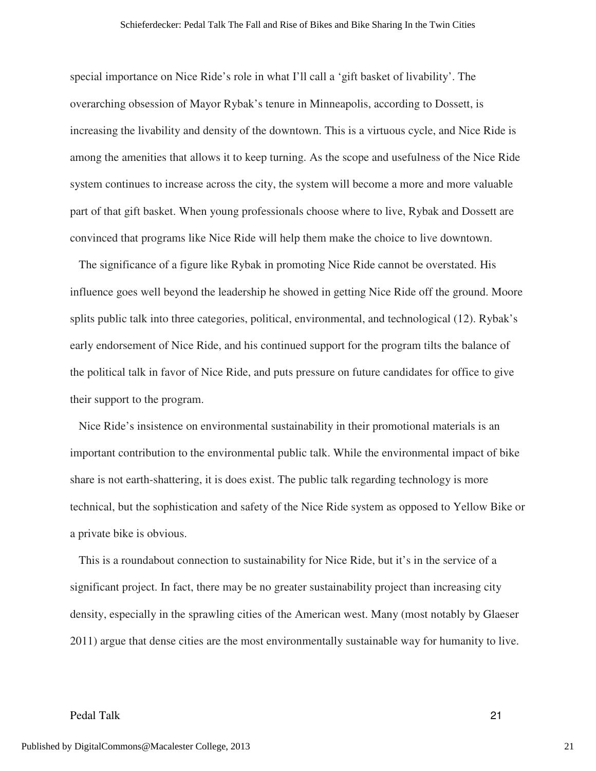special importance on Nice Ride's role in what I'll call a 'gift basket of livability'. The overarching obsession of Mayor Rybak's tenure in Minneapolis, according to Dossett, is increasing the livability and density of the downtown. This is a virtuous cycle, and Nice Ride is among the amenities that allows it to keep turning. As the scope and usefulness of the Nice Ride system continues to increase across the city, the system will become a more and more valuable part of that gift basket. When young professionals choose where to live, Rybak and Dossett are convinced that programs like Nice Ride will help them make the choice to live downtown.

The significance of a figure like Rybak in promoting Nice Ride cannot be overstated. His influence goes well beyond the leadership he showed in getting Nice Ride off the ground. Moore splits public talk into three categories, political, environmental, and technological (12). Rybak's early endorsement of Nice Ride, and his continued support for the program tilts the balance of the political talk in favor of Nice Ride, and puts pressure on future candidates for office to give their support to the program.

Nice Ride's insistence on environmental sustainability in their promotional materials is an important contribution to the environmental public talk. While the environmental impact of bike share is not earth-shattering, it is does exist. The public talk regarding technology is more technical, but the sophistication and safety of the Nice Ride system as opposed to Yellow Bike or a private bike is obvious.

This is a roundabout connection to sustainability for Nice Ride, but it's in the service of a significant project. In fact, there may be no greater sustainability project than increasing city density, especially in the sprawling cities of the American west. Many (most notably by Glaeser 2011) argue that dense cities are the most environmentally sustainable way for humanity to live.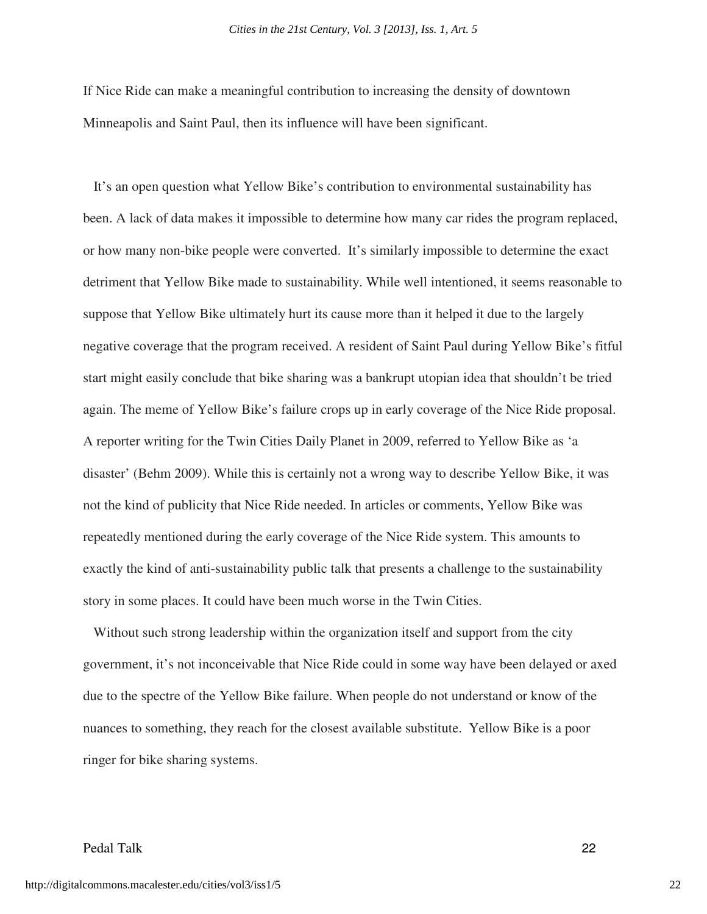If Nice Ride can make a meaningful contribution to increasing the density of downtown Minneapolis and Saint Paul, then its influence will have been significant.

It's an open question what Yellow Bike's contribution to environmental sustainability has been. A lack of data makes it impossible to determine how many car rides the program replaced, or how many non-bike people were converted. It's similarly impossible to determine the exact detriment that Yellow Bike made to sustainability. While well intentioned, it seems reasonable to suppose that Yellow Bike ultimately hurt its cause more than it helped it due to the largely negative coverage that the program received. A resident of Saint Paul during Yellow Bike's fitful start might easily conclude that bike sharing was a bankrupt utopian idea that shouldn't be tried again. The meme of Yellow Bike's failure crops up in early coverage of the Nice Ride proposal. A reporter writing for the Twin Cities Daily Planet in 2009, referred to Yellow Bike as 'a disaster' (Behm 2009). While this is certainly not a wrong way to describe Yellow Bike, it was not the kind of publicity that Nice Ride needed. In articles or comments, Yellow Bike was repeatedly mentioned during the early coverage of the Nice Ride system. This amounts to exactly the kind of anti-sustainability public talk that presents a challenge to the sustainability story in some places. It could have been much worse in the Twin Cities.

Without such strong leadership within the organization itself and support from the city government, it's not inconceivable that Nice Ride could in some way have been delayed or axed due to the spectre of the Yellow Bike failure. When people do not understand or know of the nuances to something, they reach for the closest available substitute. Yellow Bike is a poor ringer for bike sharing systems.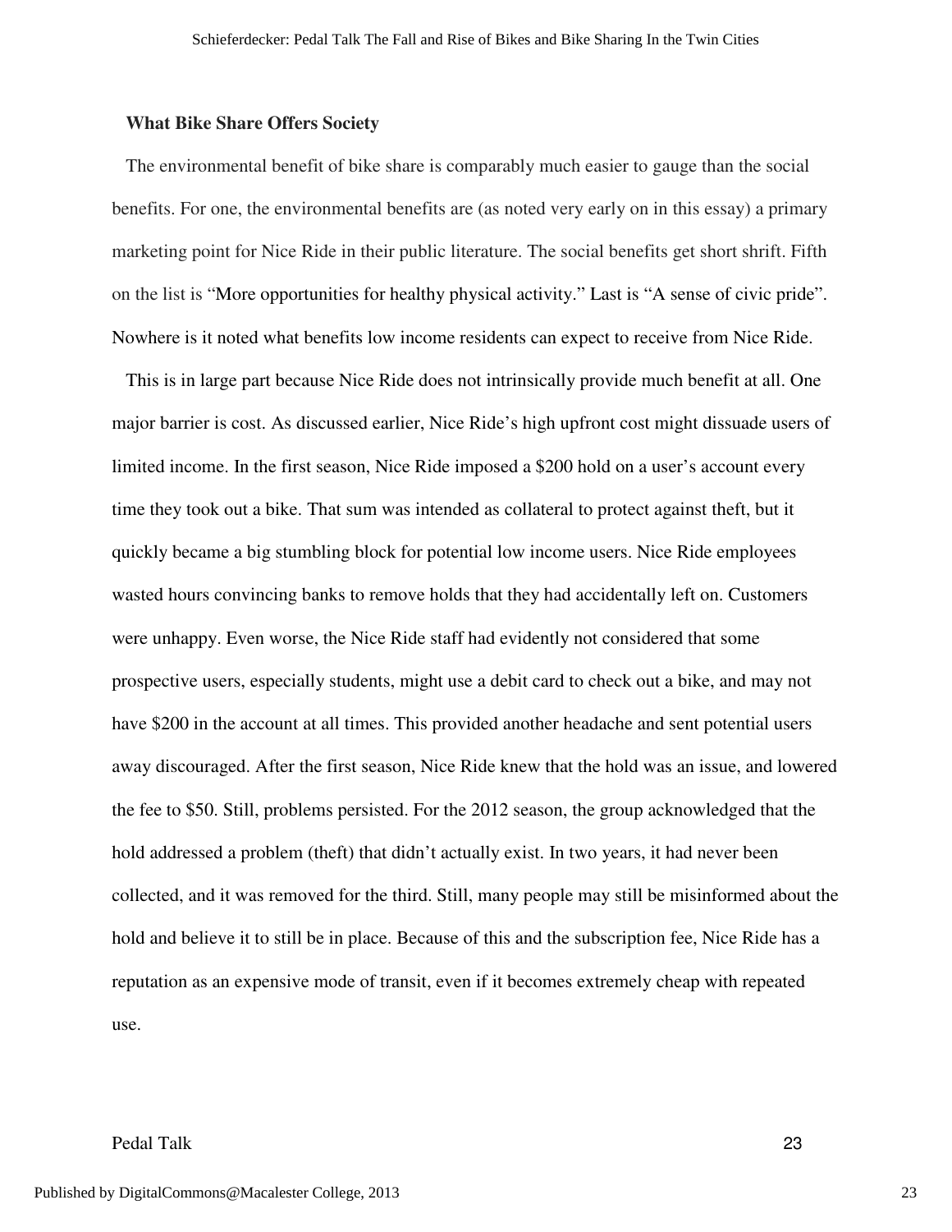### What Bike Share Offers Society

The environmental benefit of bike share is comparably much easier to gauge than the social benefits. For one, the environmental benefits are (as noted very early on in this essay) a primary marketing point for Nice Ride in their public literature. The social benefits get short shrift. Fifth on the list is "More opportunities for healthy physical activity." Last is "A sense of civic pride". Nowhere is it noted what benefits low income residents can expect to receive from Nice Ride.

This is in large part because Nice Ride does not intrinsically provide much benefit at all. One major barrier is cost. As discussed earlier, Nice Ride's high upfront cost might dissuade users of limited income. In the first season, Nice Ride imposed a $200 hold on a user's account every time they took out a bike. That sum was intended as collateral to protect against theft, but it quickly became a big stumbling block for potential low income users. Nice Ride employees wasted hours convincing banks to remove holds that they had accidentally left on. Customers were unhappy. Even worse, the Nice Ride staff had evidently not considered that some prospective users, especially students, might use a debit card to check out a bike, and may not have $200 in the account at all times. This provided another headache and sent potential users away discouraged. After the first season, Nice Ride knew that the hold was an issue, and lowered the fee to $50. Still, problems persisted. For the 2012 season, the group acknowledged that the hold addressed a problem (theft) that didn't actually exist. In two years, it had never been collected, and it was removed for the third. Still, many people may still be misinformed about the hold and believe it to still be in place. Because of this and the subscription fee, Nice Ride has a reputation as an expensive mode of transit, even if it becomes extremely cheap with repeated use.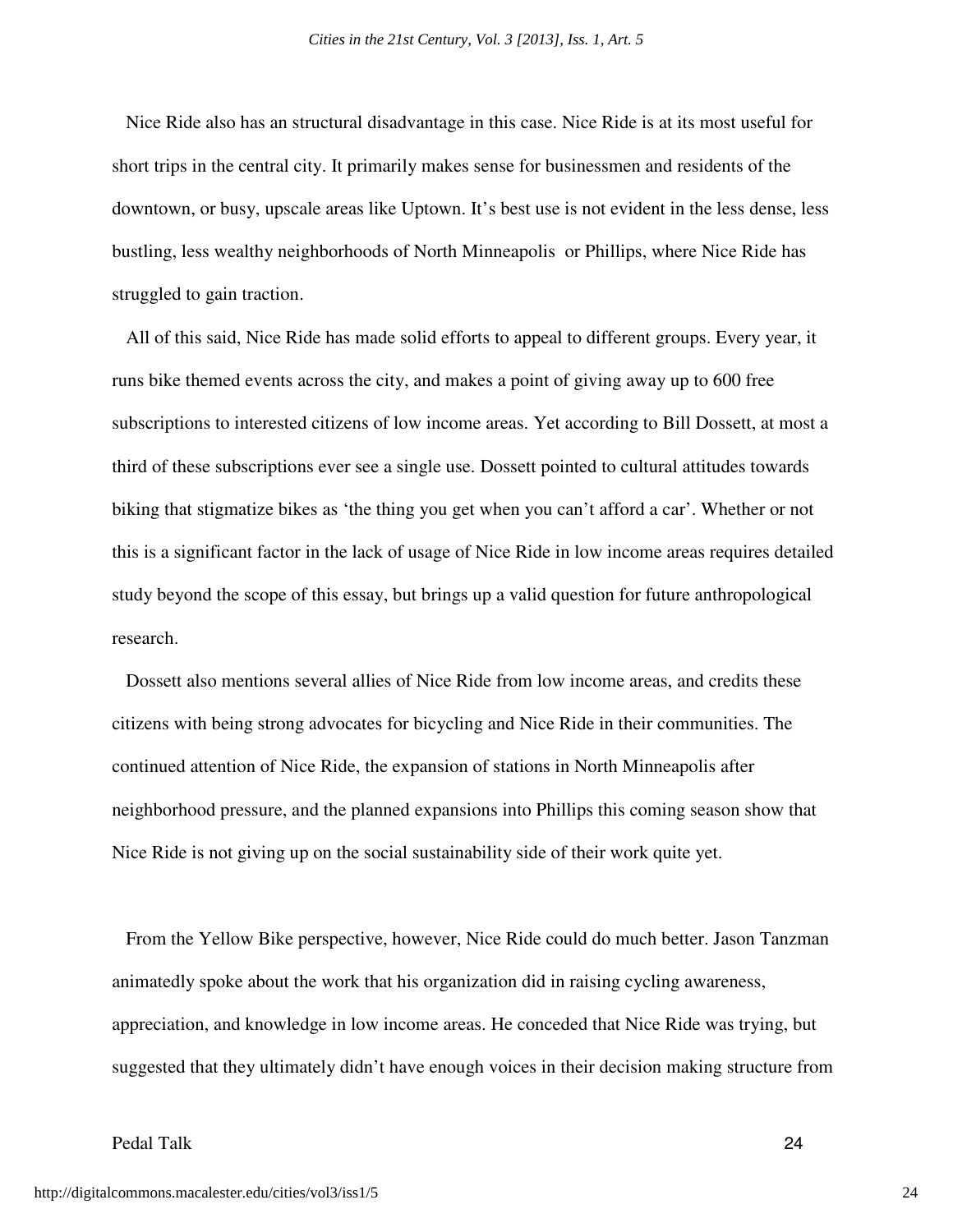Nice Ride also has an structural disadvantage in this case. Nice Ride is at its most useful for short trips in the central city. It primarily makes sense for businessmen and residents of the downtown, or busy, upscale areas like Uptown. It's best use is not evident in the less dense, less bustling, less wealthy neighborhoods of North Minneapolis or Phillips, where Nice Ride has struggled to gain traction.

All of this said, Nice Ride has made solid efforts to appeal to different groups. Every year, it runs bike themed events across the city, and makes a point of giving away up to 600 free subscriptions to interested citizens of low income areas. Yet according to Bill Dossett, at most a third of these subscriptions ever see a single use. Dossett pointed to cultural attitudes towards biking that stigmatize bikes as 'the thing you get when you can't afford a car'. Whether or not this is a significant factor in the lack of usage of Nice Ride in low income areas requires detailed study beyond the scope of this essay, but brings up a valid question for future anthropological research.

Dossett also mentions several allies of Nice Ride from low income areas, and credits these citizens with being strong advocates for bicycling and Nice Ride in their communities. The continued attention of Nice Ride, the expansion of stations in North Minneapolis after neighborhood pressure, and the planned expansions into Phillips this coming season show that Nice Ride is not giving up on the social sustainability side of their work quite yet.

From the Yellow Bike perspective, however, Nice Ride could do much better. Jason Tanzman animatedly spoke about the work that his organization did in raising cycling awareness, appreciation, and knowledge in low income areas. He conceded that Nice Ride was trying, but suggested that they ultimately didn't have enough voices in their decision making structure from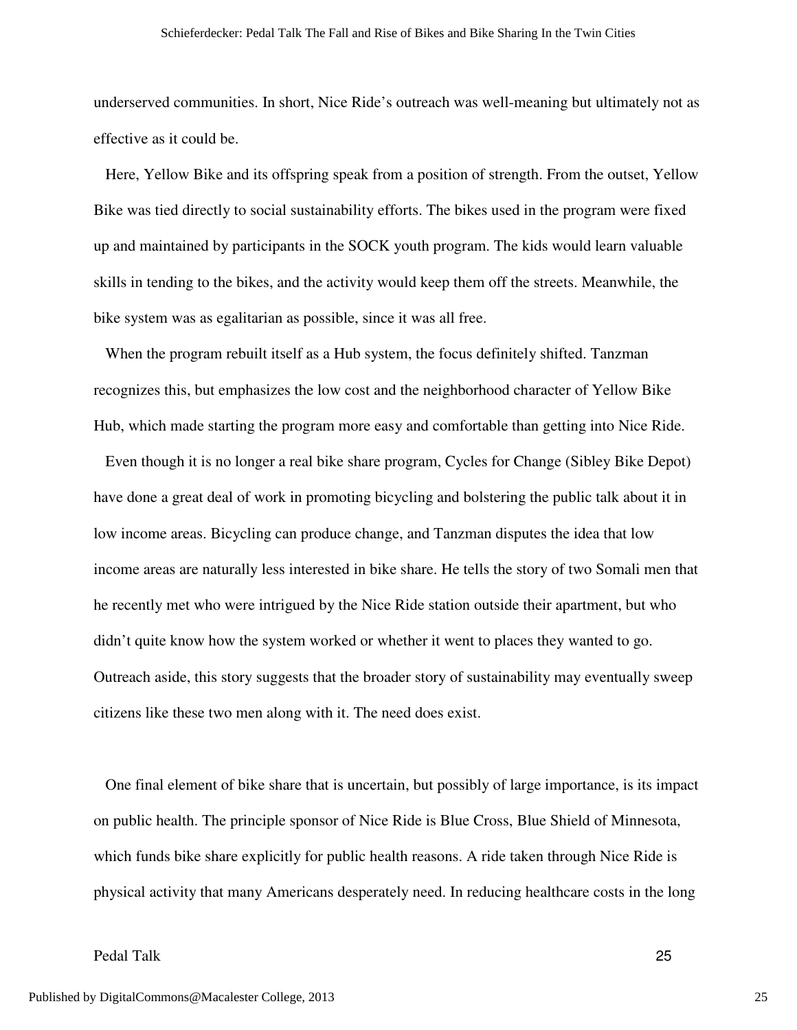underserved communities. In short, Nice Ride's outreach was well-meaning but ultimately not as effective as it could be.

Here, Yellow Bike and its offspring speak from a position of strength. From the outset, Yellow Bike was tied directly to social sustainability efforts. The bikes used in the program were fixed up and maintained by participants in the SOCK youth program. The kids would learn valuable skills in tending to the bikes, and the activity would keep them off the streets. Meanwhile, the bike system was as egalitarian as possible, since it was all free.

When the program rebuilt itself as a Hub system, the focus definitely shifted. Tanzman recognizes this, but emphasizes the low cost and the neighborhood character of Yellow Bike Hub, which made starting the program more easy and comfortable than getting into Nice Ride.

Even though it is no longer a real bike share program, Cycles for Change (Sibley Bike Depot) have done a great deal of work in promoting bicycling and bolstering the public talk about it in low income areas. Bicycling can produce change, and Tanzman disputes the idea that low income areas are naturally less interested in bike share. He tells the story of two Somali men that he recently met who were intrigued by the Nice Ride station outside their apartment, but who didn't quite know how the system worked or whether it went to places they wanted to go. Outreach aside, this story suggests that the broader story of sustainability may eventually sweep citizens like these two men along with it. The need does exist.

One final element of bike share that is uncertain, but possibly of large importance, is its impact on public health. The principle sponsor of Nice Ride is Blue Cross, Blue Shield of Minnesota, which funds bike share explicitly for public health reasons. A ride taken through Nice Ride is physical activity that many Americans desperately need. In reducing healthcare costs in the long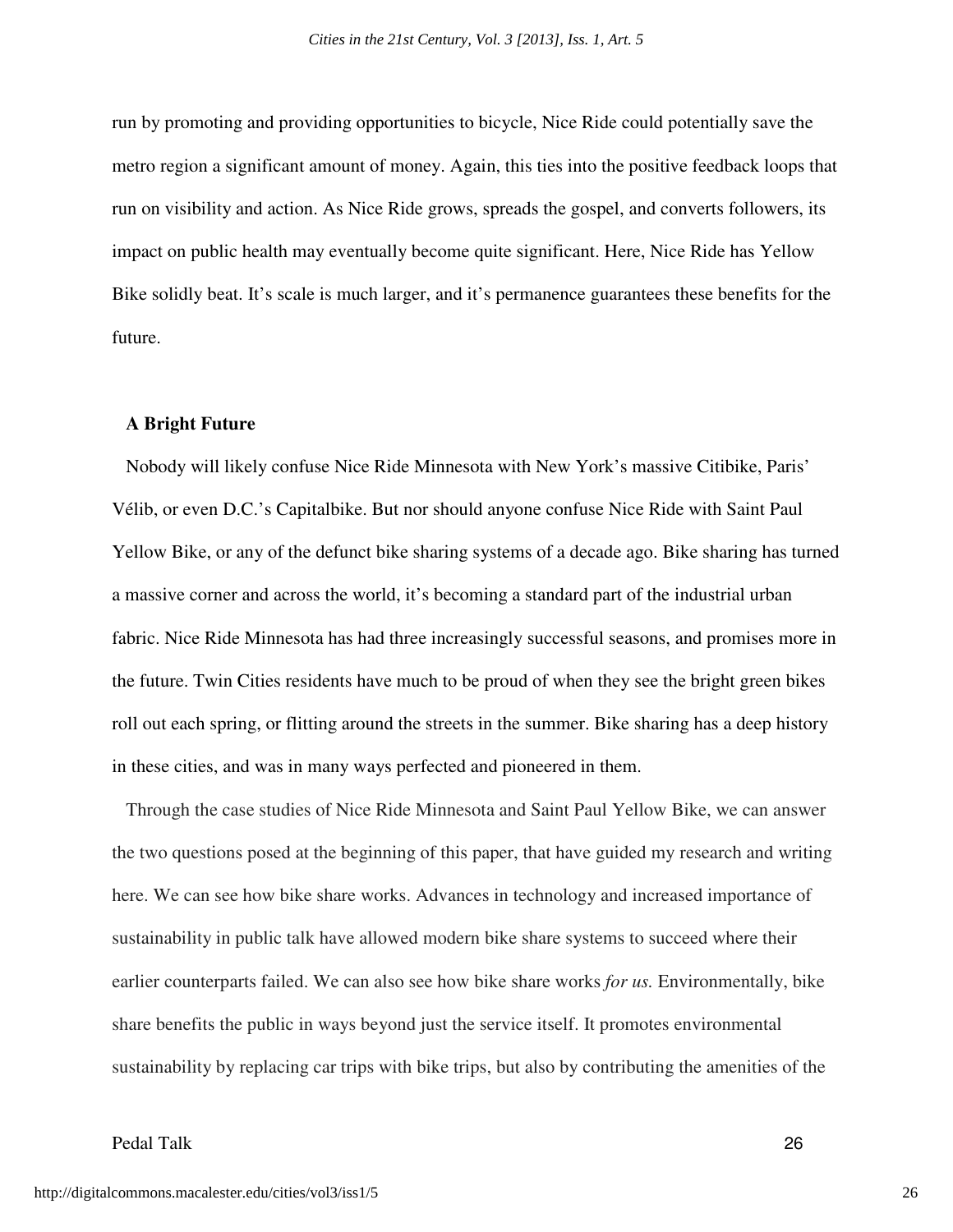run by promoting and providing opportunities to bicycle, Nice Ride could potentially save the metro region a significant amount of money. Again, this ties into the positive feedback loops that run on visibility and action. As Nice Ride grows, spreads the gospel, and converts followers, its impact on public health may eventually become quite significant. Here, Nice Ride has Yellow Bike solidly beat. It's scale is much larger, and it's permanence guarantees these benefits for the future.

## A Bright Future

Nobody will likely confuse Nice Ride Minnesota with New York's massive Citibike, Paris' Vélib, or even D.C.'s Capitalbike. But nor should anyone confuse Nice Ride with Saint Paul Yellow Bike, or any of the defunct bike sharing systems of a decade ago. Bike sharing has turned a massive corner and across the world, it's becoming a standard part of the industrial urban fabric. Nice Ride Minnesota has had three increasingly successful seasons, and promises more in the future. Twin Cities residents have much to be proud of when they see the bright green bikes roll out each spring, or flitting around the streets in the summer. Bike sharing has a deep history in these cities, and was in many ways perfected and pioneered in them.

Through the case studies of Nice Ride Minnesota and Saint Paul Yellow Bike, we can answer the two questions posed at the beginning of this paper, that have guided my research and writing here. We can see how bike share works. Advances in technology and increased importance of sustainability in public talk have allowed modern bike share systems to succeed where their earlier counterparts failed. We can also see how bike share works *for us.* Environmentally, bike share benefits the public in ways beyond just the service itself. It promotes environmental sustainability by replacing car trips with bike trips, but also by contributing the amenities of the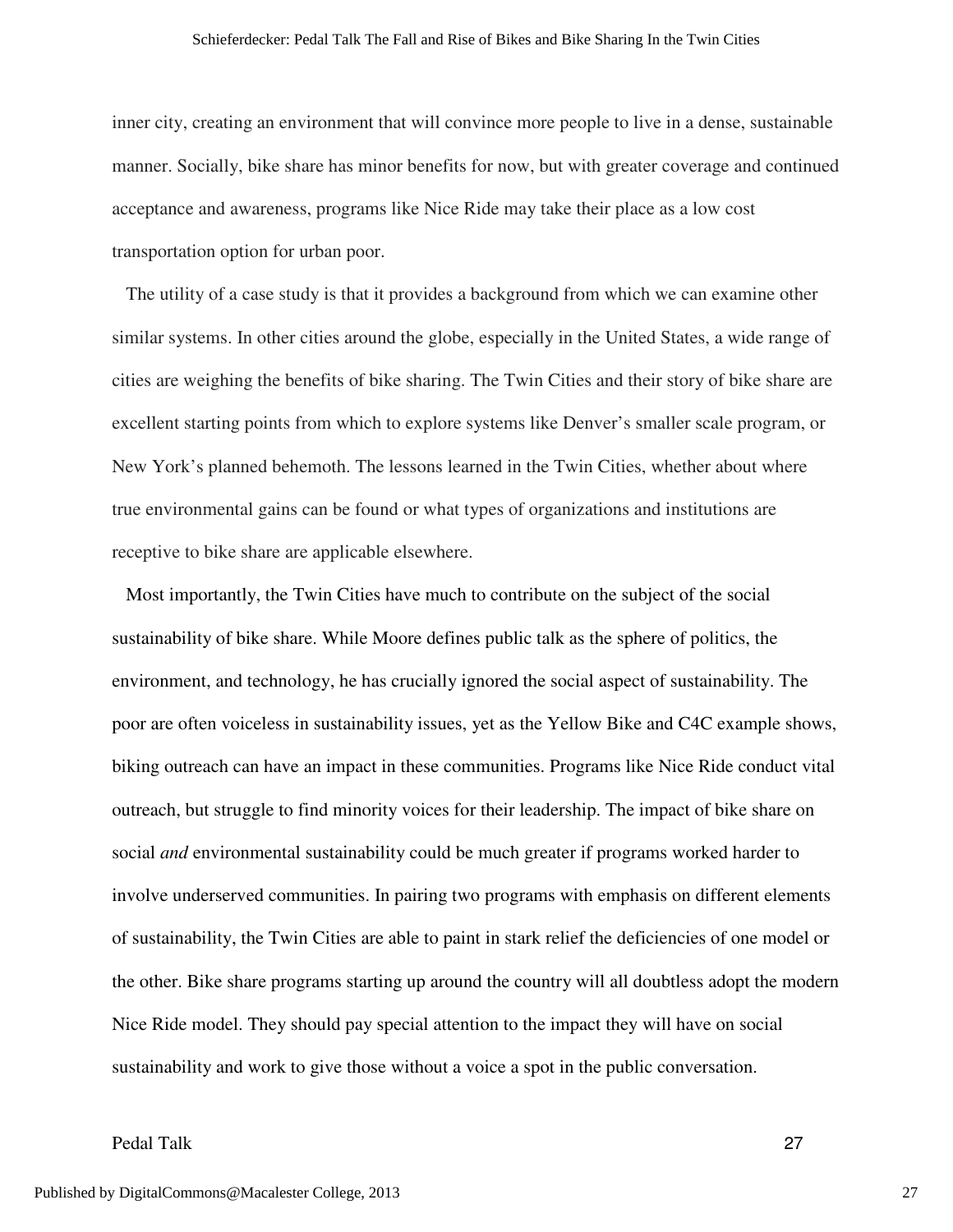inner city, creating an environment that will convince more people to live in a dense, sustainable manner. Socially, bike share has minor benefits for now, but with greater coverage and continued acceptance and awareness, programs like Nice Ride may take their place as a low cost transportation option for urban poor.

The utility of a case study is that it provides a background from which we can examine other similar systems. In other cities around the globe, especially in the United States, a wide range of cities are weighing the benefits of bike sharing. The Twin Cities and their story of bike share are excellent starting points from which to explore systems like Denver's smaller scale program, or New York's planned behemoth. The lessons learned in the Twin Cities, whether about where true environmental gains can be found or what types of organizations and institutions are receptive to bike share are applicable elsewhere.

Most importantly, the Twin Cities have much to contribute on the subject of the social sustainability of bike share. While Moore defines public talk as the sphere of politics, the environment, and technology, he has crucially ignored the social aspect of sustainability. The poor are often voiceless in sustainability issues, yet as the Yellow Bike and C4C example shows, biking outreach can have an impact in these communities. Programs like Nice Ride conduct vital outreach, but struggle to find minority voices for their leadership. The impact of bike share on social *and* environmental sustainability could be much greater if programs worked harder to involve underserved communities. In pairing two programs with emphasis on different elements of sustainability, the Twin Cities are able to paint in stark relief the deficiencies of one model or the other. Bike share programs starting up around the country will all doubtless adopt the modern Nice Ride model. They should pay special attention to the impact they will have on social sustainability and work to give those without a voice a spot in the public conversation.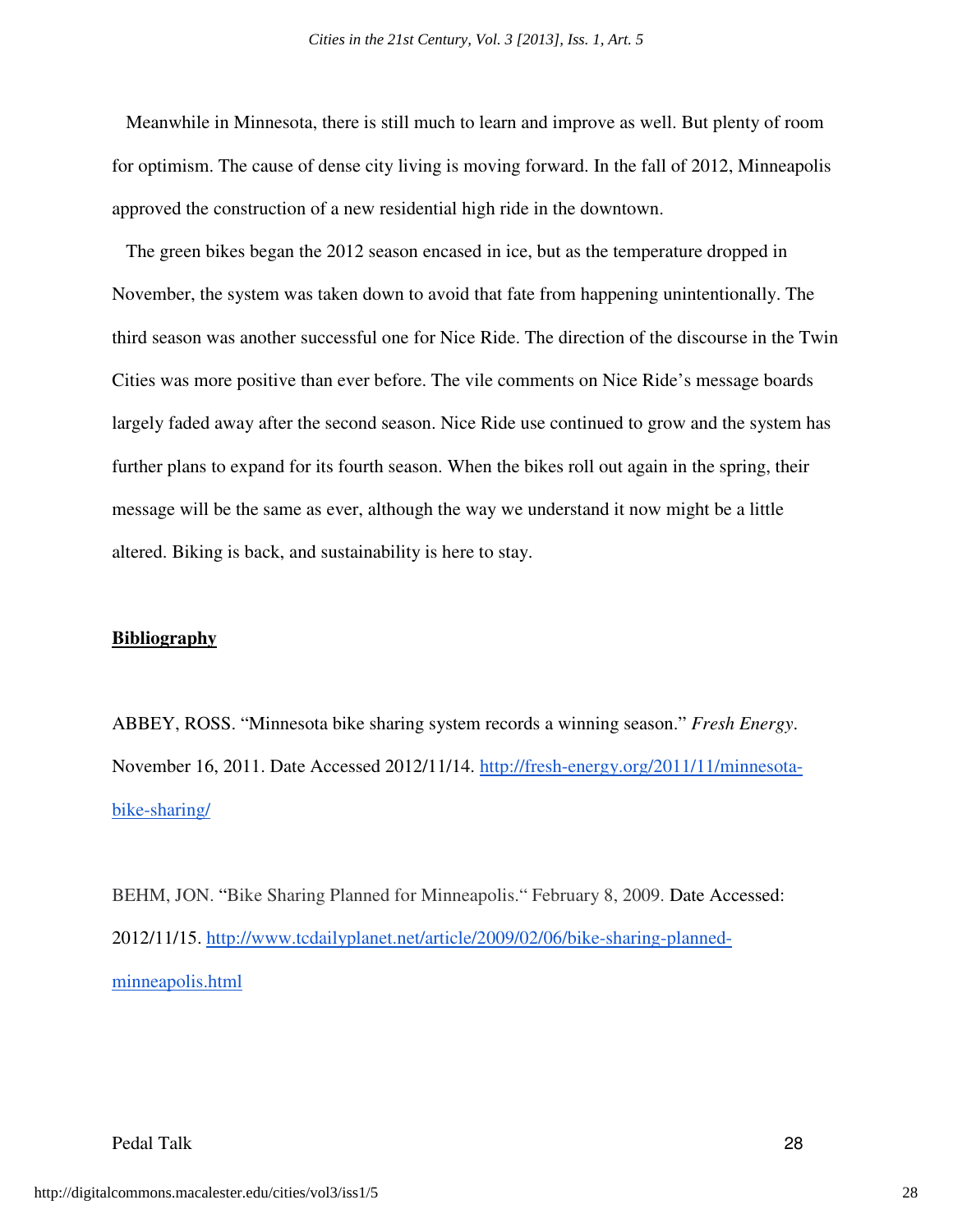Meanwhile in Minnesota, there is still much to learn and improve as well. But plenty of room for optimism. The cause of dense city living is moving forward. In the fall of 2012, Minneapolis approved the construction of a new residential high ride in the downtown.

The green bikes began the 2012 season encased in ice, but as the temperature dropped in November, the system was taken down to avoid that fate from happening unintentionally. The third season was another successful one for Nice Ride. The direction of the discourse in the Twin Cities was more positive than ever before. The vile comments on Nice Ride's message boards largely faded away after the second season. Nice Ride use continued to grow and the system has further plans to expand for its fourth season. When the bikes roll out again in the spring, their message will be the same as ever, although the way we understand it now might be a little altered. Biking is back, and sustainability is here to stay.

## **Bibliography**

ABBEY, ROSS. "Minnesota bike sharing system records a winning season." *Fresh Energy*. November 16, 2011. Date Accessed 2012/11/14. http://fresh-energy.org/2011/11/minnesota-bike-sharing/

BEHM, JON. "Bike Sharing Planned for Minneapolis." February 8, 2009. Date Accessed: 2012/11/15. http://www.tcdailyplanet.net/article/2009/02/06/bike-sharing-planned-minneapolis.html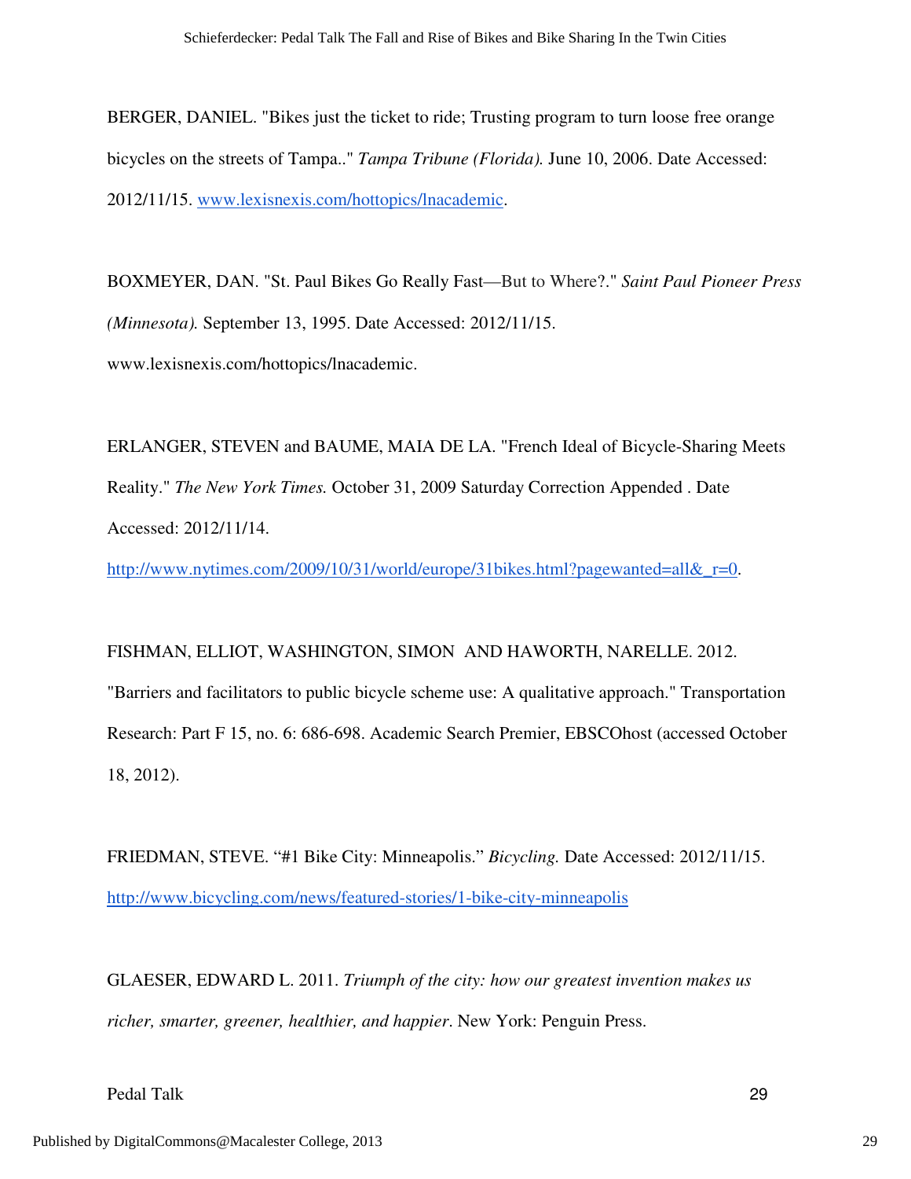BERGER, DANIEL. "Bikes just the ticket to ride; Trusting program to turn loose free orange bicycles on the streets of Tampa.." *Tampa Tribune (Florida).* June 10, 2006. Date Accessed: 2012/11/15. www.lexisnexis.com/hottopics/lnacademic.

BOXMEYER, DAN. "St. Paul Bikes Go Really Fast—But to Where?." *Saint Paul Pioneer Press (Minnesota).* September 13, 1995. Date Accessed: 2012/11/15. www.lexisnexis.com/hottopics/lnacademic.

ERLANGER, STEVEN and BAUME, MAIA DE LA. "French Ideal of Bicycle-Sharing Meets Reality." *The New York Times.* October 31, 2009 Saturday Correction Appended . Date Accessed: 2012/11/14. http://www.nytimes.com/2009/10/31/world/europe/31bikes.html?pagewanted=all&_r=0.

FISHMAN, ELLIOT, WASHINGTON, SIMON AND HAWORTH, NARELLE. 2012. "Barriers and facilitators to public bicycle scheme use: A qualitative approach." Transportation Research: Part F 15, no. 6: 686-698. Academic Search Premier, EBSCOhost (accessed October 18, 2012).

FRIEDMAN, STEVE. "#1 Bike City: Minneapolis." *Bicycling.* Date Accessed: 2012/11/15. http://www.bicycling.com/news/featured-stories/1-bike-city-minneapolis

GLAESER, EDWARD L. 2011. *Triumph of the city: how our greatest invention makes us richer, smarter, greener, healthier, and happier*. New York: Penguin Press.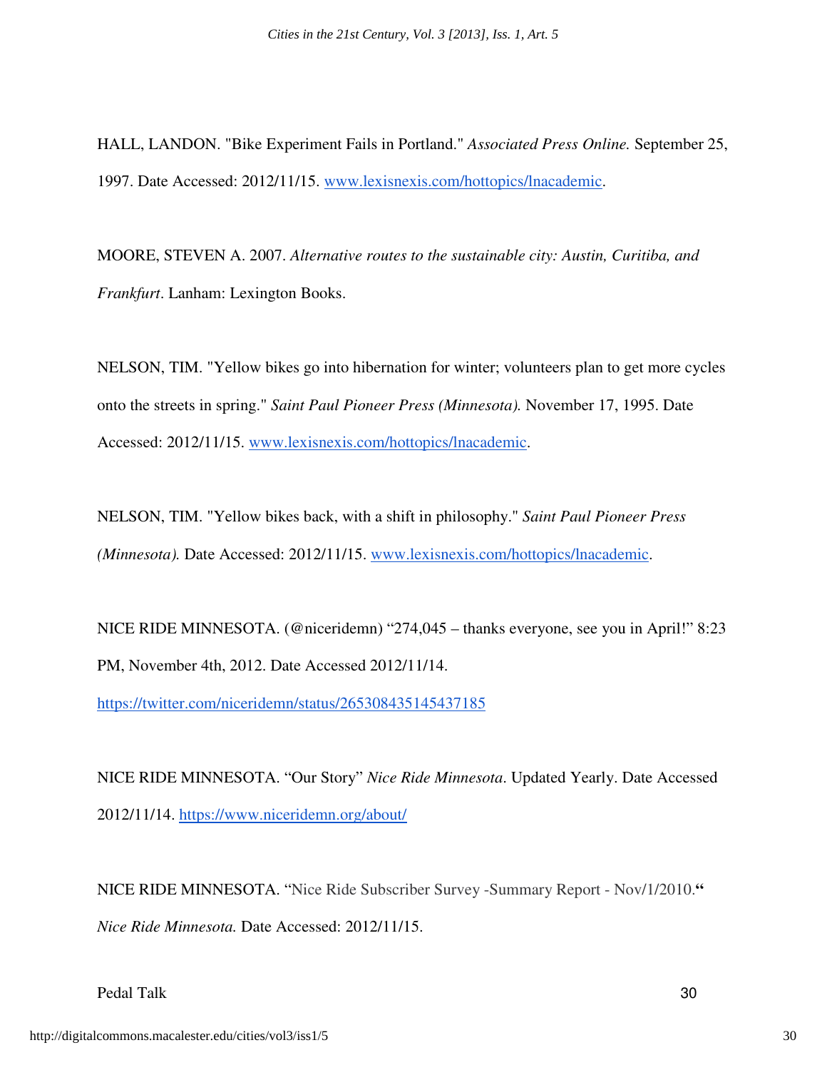HALL, LANDON. "Bike Experiment Fails in Portland." *Associated Press Online.* September 25, 1997. Date Accessed: 2012/11/15. www.lexisnexis.com/hottopics/lnacademic.

MOORE, STEVEN A. 2007. *Alternative routes to the sustainable city: Austin, Curitiba, and Frankfurt*. Lanham: Lexington Books.

NELSON, TIM. "Yellow bikes go into hibernation for winter; volunteers plan to get more cycles onto the streets in spring." *Saint Paul Pioneer Press (Minnesota).* November 17, 1995. Date Accessed: 2012/11/15. www.lexisnexis.com/hottopics/lnacademic.

NELSON, TIM. "Yellow bikes back, with a shift in philosophy." *Saint Paul Pioneer Press (Minnesota).* Date Accessed: 2012/11/15. www.lexisnexis.com/hottopics/lnacademic.

NICE RIDE MINNESOTA. (@niceridemn) "274,045 – thanks everyone, see you in April!" 8:23 PM, November 4th, 2012. Date Accessed 2012/11/14. https://twitter.com/niceridemn/status/265308435145437185

NICE RIDE MINNESOTA. "Our Story" *Nice Ride Minnesota*. Updated Yearly. Date Accessed 2012/11/14. https://www.niceridemn.org/about/

NICE RIDE MINNESOTA. "Nice Ride Subscriber Survey -Summary Report - Nov/1/2010." *Nice Ride Minnesota.* Date Accessed: 2012/11/15.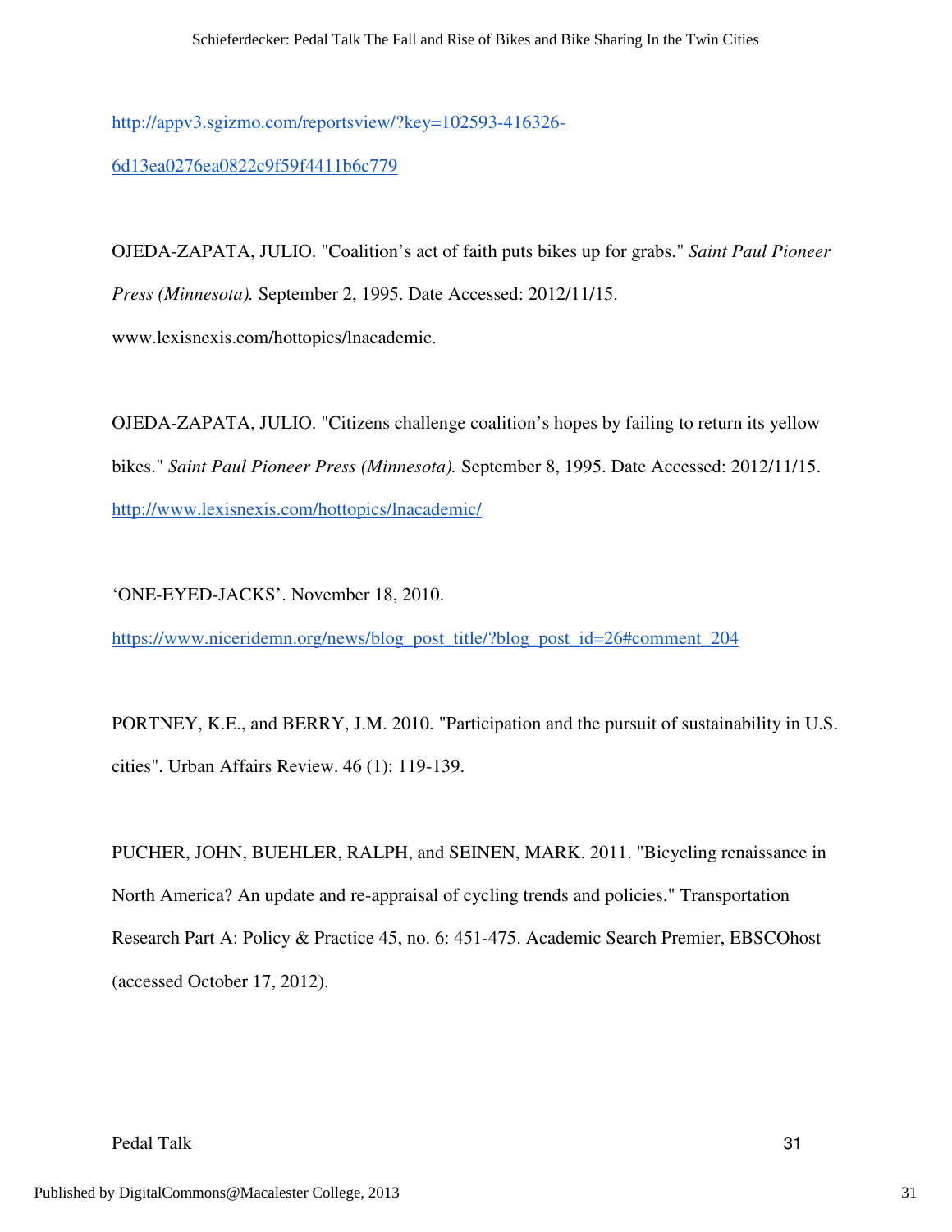http://appv3.sgizmo.com/reportsview/?key=102593-416326-6d13ea0276ea0822c9f59f4411b6c779

OJEDA-ZAPATA, JULIO. "Coalition's act of faith puts bikes up for grabs." *Saint Paul Pioneer Press (Minnesota).* September 2, 1995. Date Accessed: 2012/11/15. www.lexisnexis.com/hottopics/lnacademic.

OJEDA-ZAPATA, JULIO. "Citizens challenge coalition's hopes by failing to return its yellow bikes." *Saint Paul Pioneer Press (Minnesota).* September 8, 1995. Date Accessed: 2012/11/15. http://www.lexisnexis.com/hottopics/lnacademic/

'ONE-EYED-JACKS'. November 18, 2010. https://www.niceridemn.org/news/blog_post_title/?blog_post_id=26#comment_204

PORTNEY, K.E., and BERRY, J.M. 2010. "Participation and the pursuit of sustainability in U.S. cities". Urban Affairs Review. 46 (1): 119-139.

PUCHER, JOHN, BUEHLER, RALPH, and SEINEN, MARK. 2011. "Bicycling renaissance in North America? An update and re-appraisal of cycling trends and policies." Transportation Research Part A: Policy & Practice 45, no. 6: 451-475. Academic Search Premier, EBSCOhost (accessed October 17, 2012).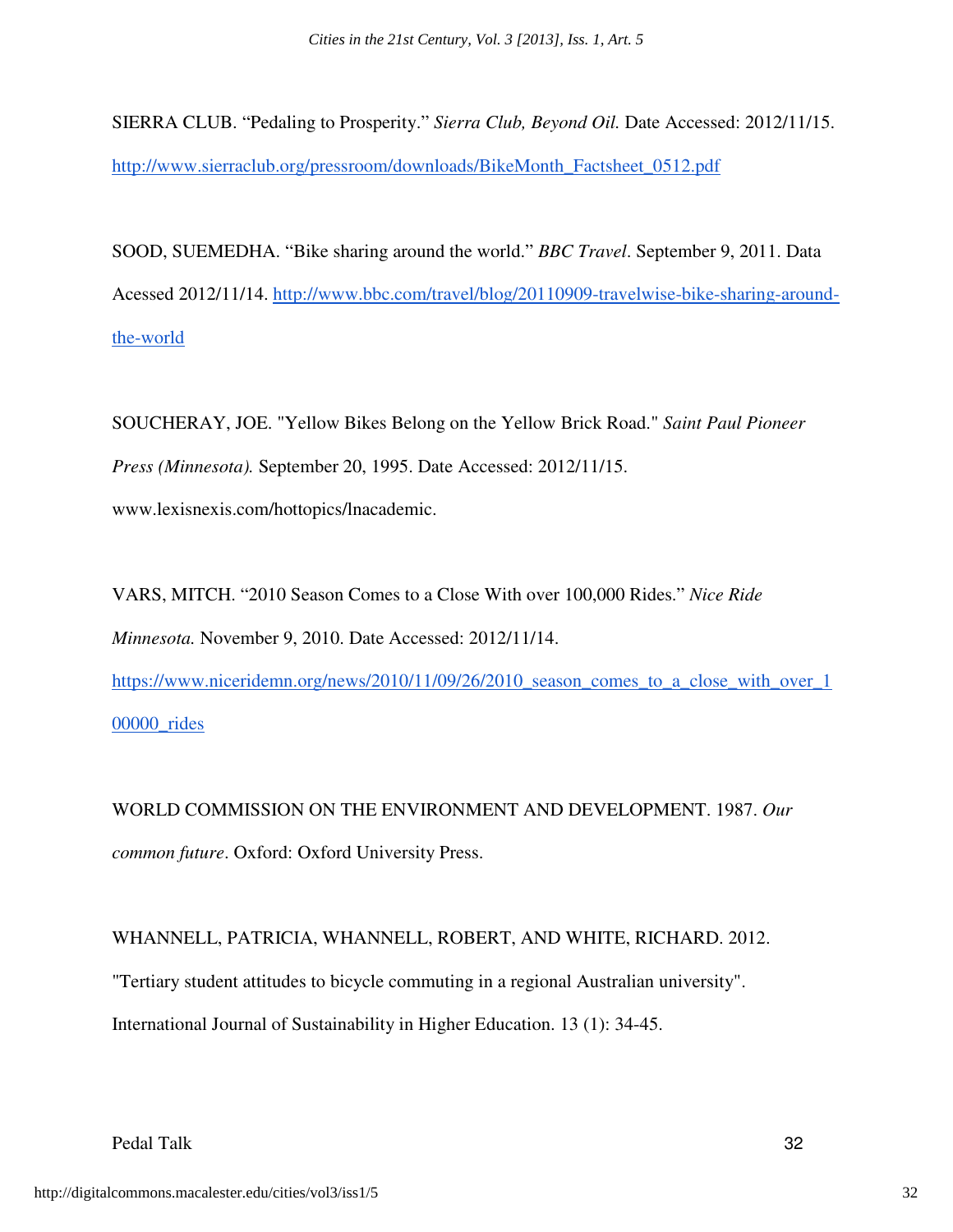SIERRA CLUB. “Pedaling to Prosperity.” *Sierra Club, Beyond Oil.* Date Accessed: 2012/11/15. http://www.sierraclub.org/pressroom/downloads/BikeMonth_Factsheet_0512.pdf

SOOD, SUEMEDHA. “Bike sharing around the world.” *BBC Travel*. September 9, 2011. Data Acessed 2012/11/14. http://www.bbc.com/travel/blog/20110909-travelwise-bike-sharing-around-the-world

SOUCHERAY, JOE. "Yellow Bikes Belong on the Yellow Brick Road." *Saint Paul Pioneer Press (Minnesota).* September 20, 1995. Date Accessed: 2012/11/15. www.lexisnexis.com/hottopics/lnacademic.

VARS, MITCH. “2010 Season Comes to a Close With over 100,000 Rides.” *Nice Ride Minnesota.* November 9, 2010. Date Accessed: 2012/11/14. https://www.niceridemn.org/news/2010/11/09/26/2010_season_comes_to_a_close_with_over_100000_rides

WORLD COMMISSION ON THE ENVIRONMENT AND DEVELOPMENT. 1987. *Our common future*. Oxford: Oxford University Press.

WHANNELL, PATRICIA, WHANNELL, ROBERT, AND WHITE, RICHARD. 2012. "Tertiary student attitudes to bicycle commuting in a regional Australian university". International Journal of Sustainability in Higher Education. 13 (1): 34-45.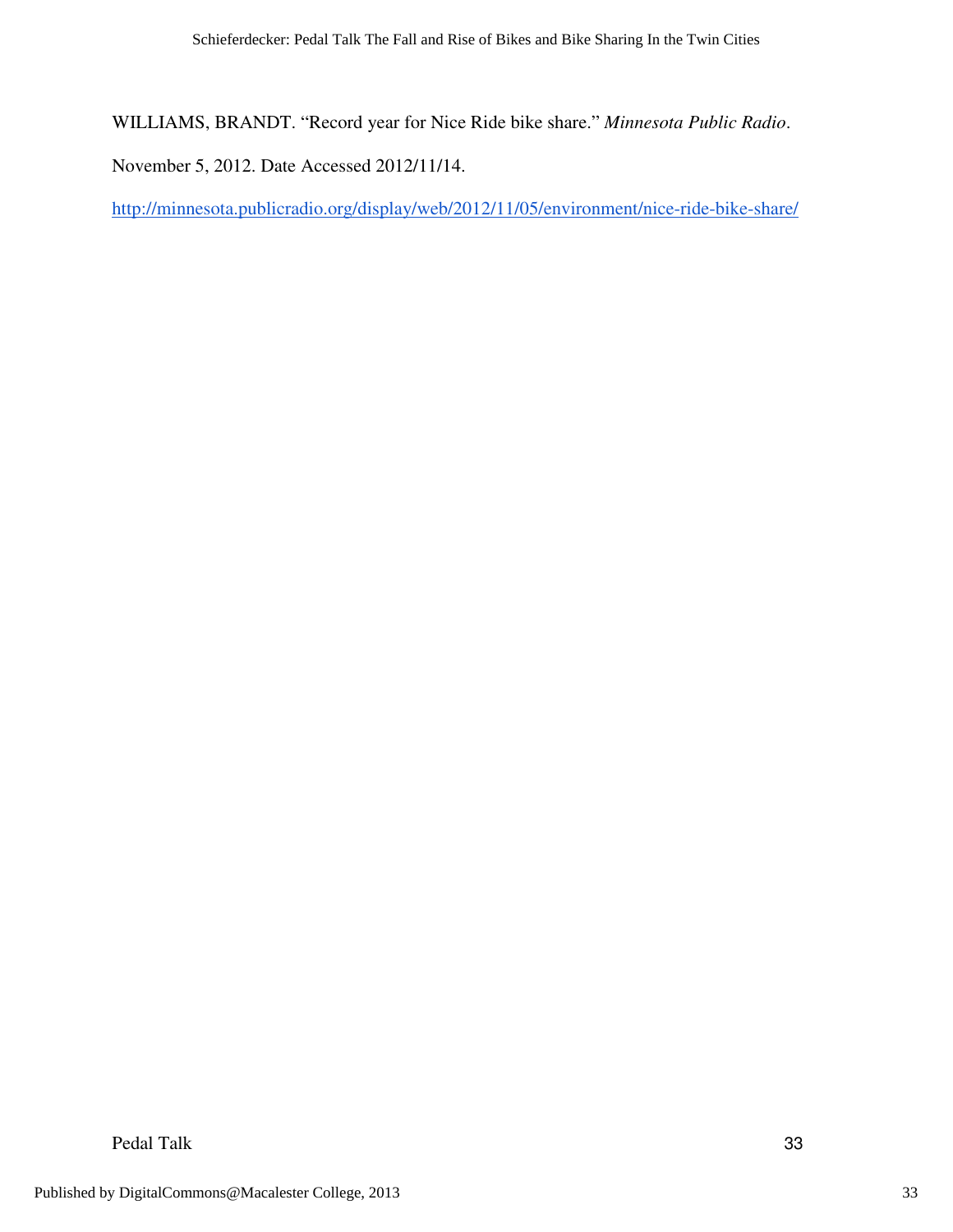WILLIAMS, BRANDT. “Record year for Nice Ride bike share.” *Minnesota Public Radio*. November 5, 2012. Date Accessed 2012/11/14. http://minnesota.publicradio.org/display/web/2012/11/05/environment/nice-ride-bike-share/